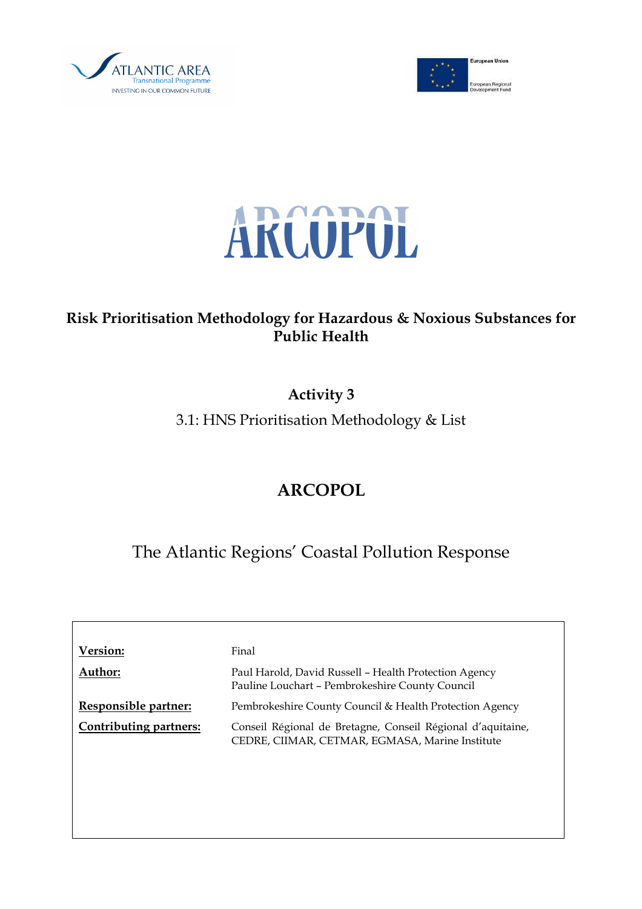ATLANTIC AREA
Transnational Programme
INVESTING IN OUR COMMON FUTURE

European Union

European Regional Development Fund

# ARCOPOL

**Risk Prioritisation Methodology for Hazardous & Noxious Substances for Public Health**

**Activity 3**

3.1: HNS Prioritisation Methodology & List

## ARCOPOL

The Atlantic Regions' Coastal Pollution Response

| | |
|---|---|
| **Version:** | Final |
| **Author:** | Paul Harold, David Russell – Health Protection Agency<br>Pauline Louchart – Pembrokeshire County Council |
| **Responsible partner:** | Pembrokeshire County Council & Health Protection Agency |
| **Contributing partners:** | Conseil Régional de Bretagne, Conseil Régional d'aquitaine, CEDRE, CIIMAR, CETMAR, EGMASA, Marine Institute |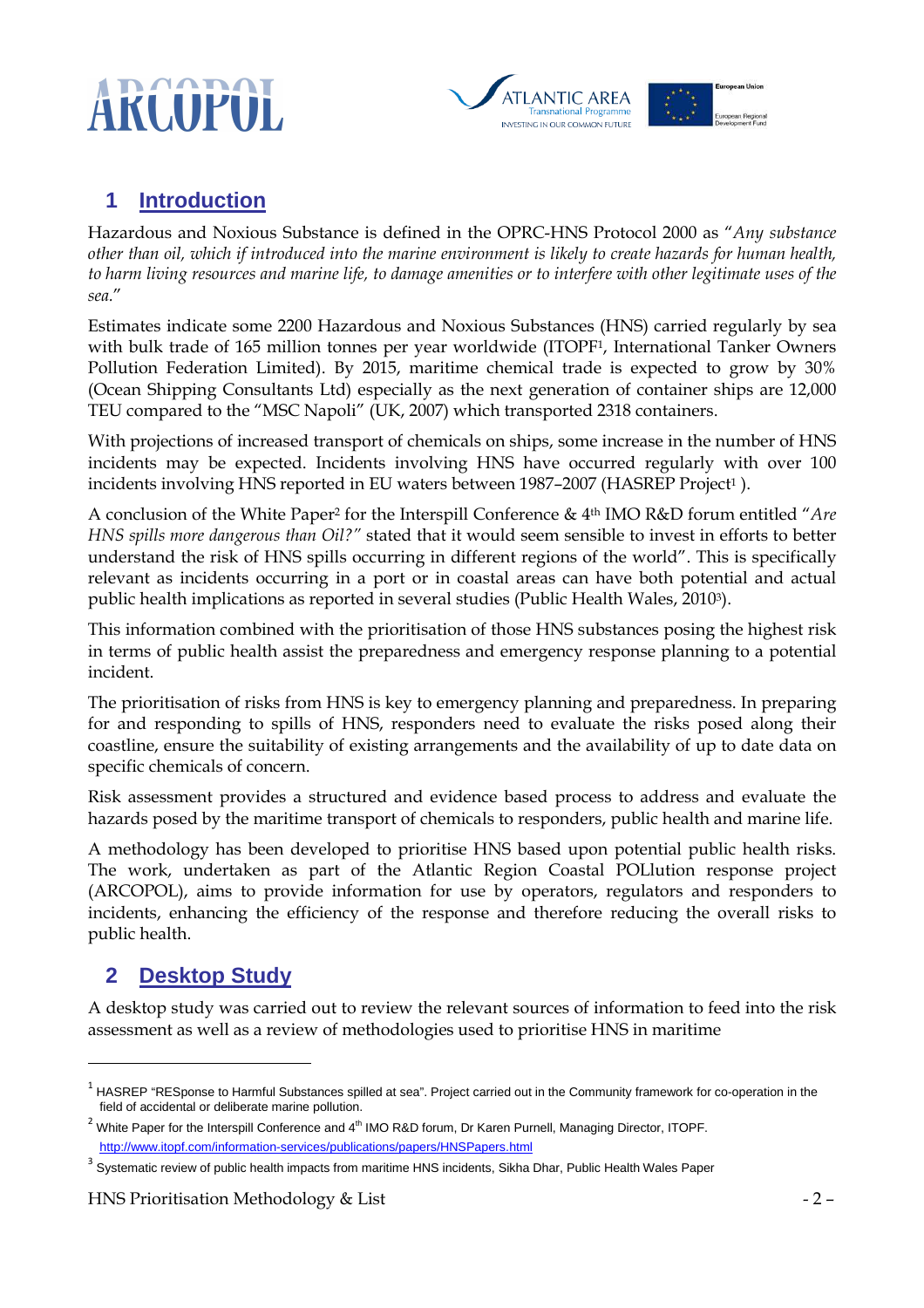## 1 Introduction

Hazardous and Noxious Substance is defined in the OPRC-HNS Protocol 2000 as "*Any substance other than oil, which if introduced into the marine environment is likely to create hazards for human health, to harm living resources and marine life, to damage amenities or to interfere with other legitimate uses of the sea.*"

Estimates indicate some 2200 Hazardous and Noxious Substances (HNS) carried regularly by sea with bulk trade of 165 million tonnes per year worldwide (ITOPF[1], International Tanker Owners Pollution Federation Limited). By 2015, maritime chemical trade is expected to grow by 30% (Ocean Shipping Consultants Ltd) especially as the next generation of container ships are 12,000 TEU compared to the "MSC Napoli" (UK, 2007) which transported 2318 containers.

With projections of increased transport of chemicals on ships, some increase in the number of HNS incidents may be expected. Incidents involving HNS have occurred regularly with over 100 incidents involving HNS reported in EU waters between 1987–2007 (HASREP Project[1] ).

A conclusion of the White Paper[2] for the Interspill Conference & 4th IMO R&D forum entitled "*Are HNS spills more dangerous than Oil?"* stated that it would seem sensible to invest in efforts to better understand the risk of HNS spills occurring in different regions of the world". This is specifically relevant as incidents occurring in a port or in coastal areas can have both potential and actual public health implications as reported in several studies (Public Health Wales, 2010[3]).

This information combined with the prioritisation of those HNS substances posing the highest risk in terms of public health assist the preparedness and emergency response planning to a potential incident.

The prioritisation of risks from HNS is key to emergency planning and preparedness. In preparing for and responding to spills of HNS, responders need to evaluate the risks posed along their coastline, ensure the suitability of existing arrangements and the availability of up to date data on specific chemicals of concern.

Risk assessment provides a structured and evidence based process to address and evaluate the hazards posed by the maritime transport of chemicals to responders, public health and marine life.

A methodology has been developed to prioritise HNS based upon potential public health risks. The work, undertaken as part of the Atlantic Region Coastal POLlution response project (ARCOPOL), aims to provide information for use by operators, regulators and responders to incidents, enhancing the efficiency of the response and therefore reducing the overall risks to public health.

## 2 Desktop Study

A desktop study was carried out to review the relevant sources of information to feed into the risk assessment as well as a review of methodologies used to prioritise HNS in maritime

---

[1] HASREP "RESponse to Harmful Substances spilled at sea". Project carried out in the Community framework for co-operation in the field of accidental or deliberate marine pollution.

[2] White Paper for the Interspill Conference and 4th IMO R&D forum, Dr Karen Purnell, Managing Director, ITOPF. http://www.itopf.com/information-services/publications/papers/HNSPapers.html

[3] Systematic review of public health impacts from maritime HNS incidents, Sikha Dhar, Public Health Wales Paper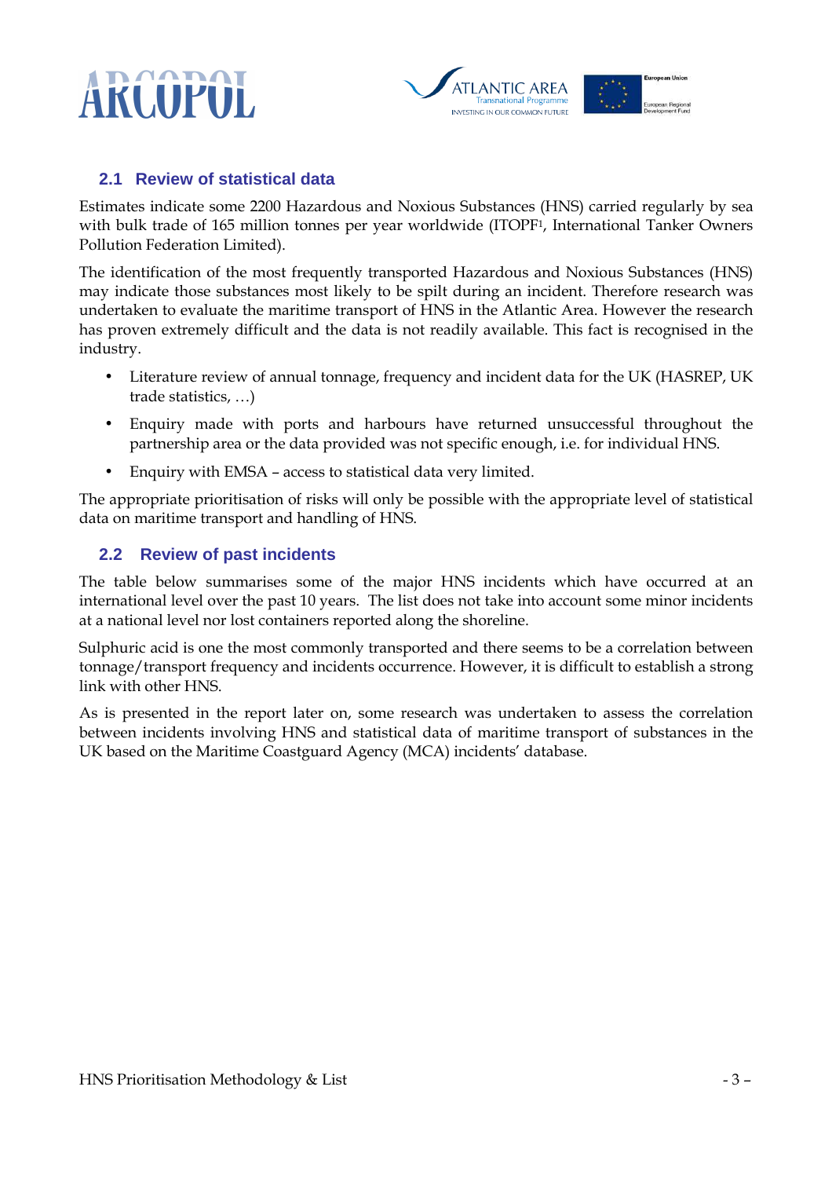## 2.1 Review of statistical data

Estimates indicate some 2200 Hazardous and Noxious Substances (HNS) carried regularly by sea with bulk trade of 165 million tonnes per year worldwide (ITOPF[1], International Tanker Owners Pollution Federation Limited).

The identification of the most frequently transported Hazardous and Noxious Substances (HNS) may indicate those substances most likely to be spilt during an incident. Therefore research was undertaken to evaluate the maritime transport of HNS in the Atlantic Area. However the research has proven extremely difficult and the data is not readily available. This fact is recognised in the industry.

- Literature review of annual tonnage, frequency and incident data for the UK (HASREP, UK trade statistics, …)
- Enquiry made with ports and harbours have returned unsuccessful throughout the partnership area or the data provided was not specific enough, i.e. for individual HNS.
- Enquiry with EMSA – access to statistical data very limited.

The appropriate prioritisation of risks will only be possible with the appropriate level of statistical data on maritime transport and handling of HNS.

## 2.2 Review of past incidents

The table below summarises some of the major HNS incidents which have occurred at an international level over the past 10 years. The list does not take into account some minor incidents at a national level nor lost containers reported along the shoreline.

Sulphuric acid is one the most commonly transported and there seems to be a correlation between tonnage/transport frequency and incidents occurrence. However, it is difficult to establish a strong link with other HNS.

As is presented in the report later on, some research was undertaken to assess the correlation between incidents involving HNS and statistical data of maritime transport of substances in the UK based on the Maritime Coastguard Agency (MCA) incidents' database.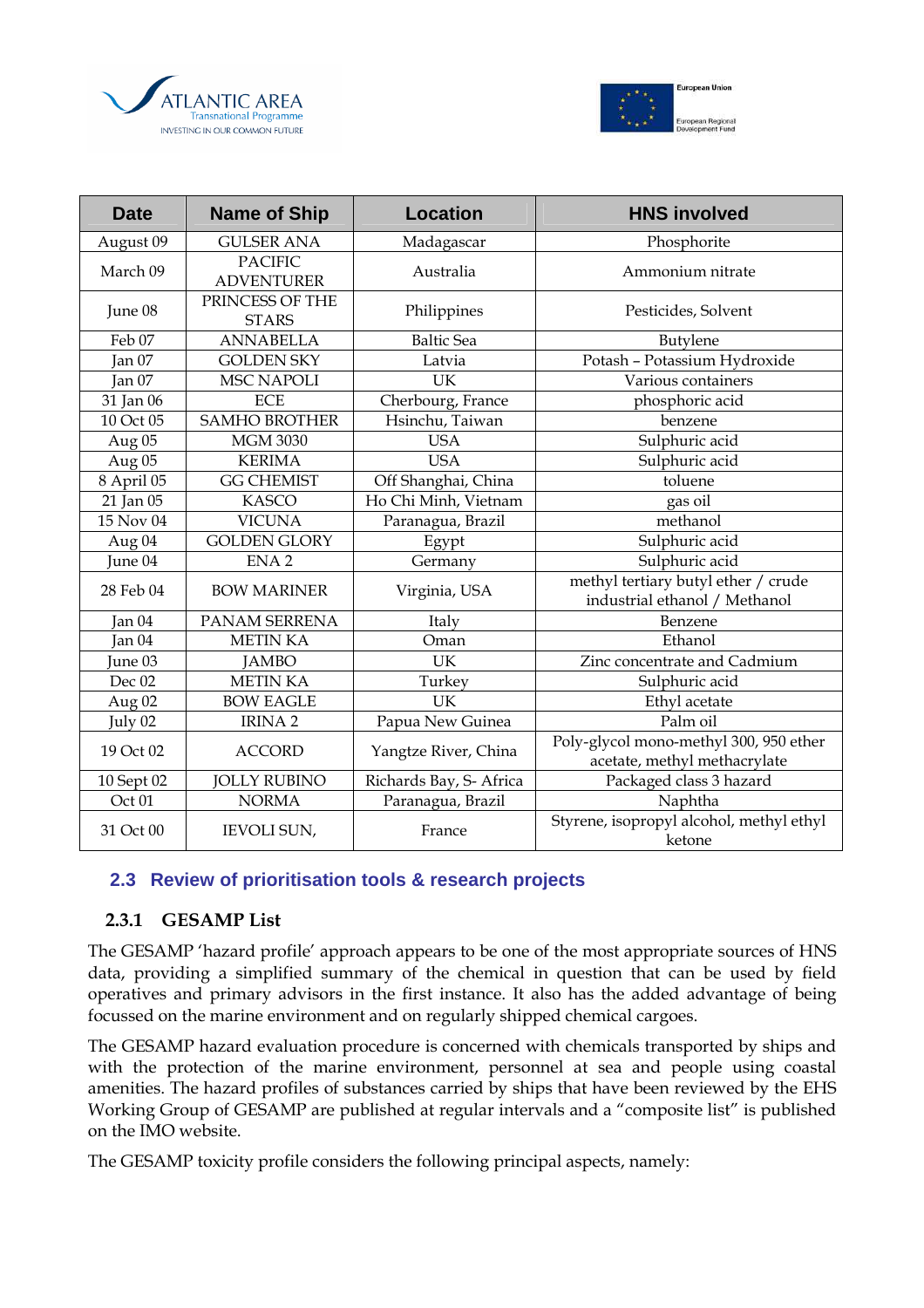| Date | Name of Ship | Location | HNS involved |
|---|---|---|---|
| August 09 | GULSER ANA | Madagascar | Phosphorite |
| March 09 | PACIFIC ADVENTURER | Australia | Ammonium nitrate |
| June 08 | PRINCESS OF THE STARS | Philippines | Pesticides, Solvent |
| Feb 07 | ANNABELLA | Baltic Sea | Butylene |
| Jan 07 | GOLDEN SKY | Latvia | Potash – Potassium Hydroxide |
| Jan 07 | MSC NAPOLI | UK | Various containers |
| 31 Jan 06 | ECE | Cherbourg, France | phosphoric acid |
| 10 Oct 05 | SAMHO BROTHER | Hsinchu, Taiwan | benzene |
| Aug 05 | MGM 3030 | USA | Sulphuric acid |
| Aug 05 | KERIMA | USA | Sulphuric acid |
| 8 April 05 | GG CHEMIST | Off Shanghai, China | toluene |
| 21 Jan 05 | KASCO | Ho Chi Minh, Vietnam | gas oil |
| 15 Nov 04 | VICUNA | Paranagua, Brazil | methanol |
| Aug 04 | GOLDEN GLORY | Egypt | Sulphuric acid |
| June 04 | ENA 2 | Germany | Sulphuric acid |
| 28 Feb 04 | BOW MARINER | Virginia, USA | methyl tertiary butyl ether / crude industrial ethanol / Methanol |
| Jan 04 | PANAM SERRENA | Italy | Benzene |
| Jan 04 | METIN KA | Oman | Ethanol |
| June 03 | JAMBO | UK | Zinc concentrate and Cadmium |
| Dec 02 | METIN KA | Turkey | Sulphuric acid |
| Aug 02 | BOW EAGLE | UK | Ethyl acetate |
| July 02 | IRINA 2 | Papua New Guinea | Palm oil |
| 19 Oct 02 | ACCORD | Yangtze River, China | Poly-glycol mono-methyl 300, 950 ether acetate, methyl methacrylate |
| 10 Sept 02 | JOLLY RUBINO | Richards Bay, S- Africa | Packaged class 3 hazard |
| Oct 01 | NORMA | Paranagua, Brazil | Naphtha |
| 31 Oct 00 | IEVOLI SUN, | France | Styrene, isopropyl alcohol, methyl ethyl ketone |

## 2.3 Review of prioritisation tools & research projects

### 2.3.1 GESAMP List

The GESAMP 'hazard profile' approach appears to be one of the most appropriate sources of HNS data, providing a simplified summary of the chemical in question that can be used by field operatives and primary advisors in the first instance. It also has the added advantage of being focussed on the marine environment and on regularly shipped chemical cargoes.

The GESAMP hazard evaluation procedure is concerned with chemicals transported by ships and with the protection of the marine environment, personnel at sea and people using coastal amenities. The hazard profiles of substances carried by ships that have been reviewed by the EHS Working Group of GESAMP are published at regular intervals and a "composite list" is published on the IMO website.

The GESAMP toxicity profile considers the following principal aspects, namely: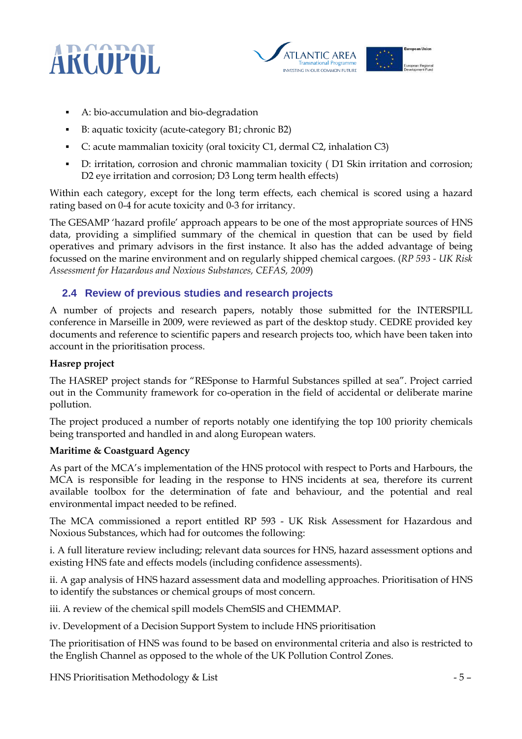- A: bio-accumulation and bio-degradation
- B: aquatic toxicity (acute-category B1; chronic B2)
- C: acute mammalian toxicity (oral toxicity C1, dermal C2, inhalation C3)
- D: irritation, corrosion and chronic mammalian toxicity ( D1 Skin irritation and corrosion; D2 eye irritation and corrosion; D3 Long term health effects)

Within each category, except for the long term effects, each chemical is scored using a hazard rating based on 0-4 for acute toxicity and 0-3 for irritancy.

The GESAMP 'hazard profile' approach appears to be one of the most appropriate sources of HNS data, providing a simplified summary of the chemical in question that can be used by field operatives and primary advisors in the first instance. It also has the added advantage of being focussed on the marine environment and on regularly shipped chemical cargoes. (*RP 593 - UK Risk Assessment for Hazardous and Noxious Substances, CEFAS, 2009*)

## 2.4 Review of previous studies and research projects

A number of projects and research papers, notably those submitted for the INTERSPILL conference in Marseille in 2009, were reviewed as part of the desktop study. CEDRE provided key documents and reference to scientific papers and research projects too, which have been taken into account in the prioritisation process.

**Hasrep project**

The HASREP project stands for "RESponse to Harmful Substances spilled at sea". Project carried out in the Community framework for co-operation in the field of accidental or deliberate marine pollution.

The project produced a number of reports notably one identifying the top 100 priority chemicals being transported and handled in and along European waters.

**Maritime & Coastguard Agency**

As part of the MCA's implementation of the HNS protocol with respect to Ports and Harbours, the MCA is responsible for leading in the response to HNS incidents at sea, therefore its current available toolbox for the determination of fate and behaviour, and the potential and real environmental impact needed to be refined.

The MCA commissioned a report entitled RP 593 - UK Risk Assessment for Hazardous and Noxious Substances, which had for outcomes the following:

i. A full literature review including; relevant data sources for HNS, hazard assessment options and existing HNS fate and effects models (including confidence assessments).

ii. A gap analysis of HNS hazard assessment data and modelling approaches. Prioritisation of HNS to identify the substances or chemical groups of most concern.

iii. A review of the chemical spill models ChemSIS and CHEMMAP.

iv. Development of a Decision Support System to include HNS prioritisation

The prioritisation of HNS was found to be based on environmental criteria and also is restricted to the English Channel as opposed to the whole of the UK Pollution Control Zones.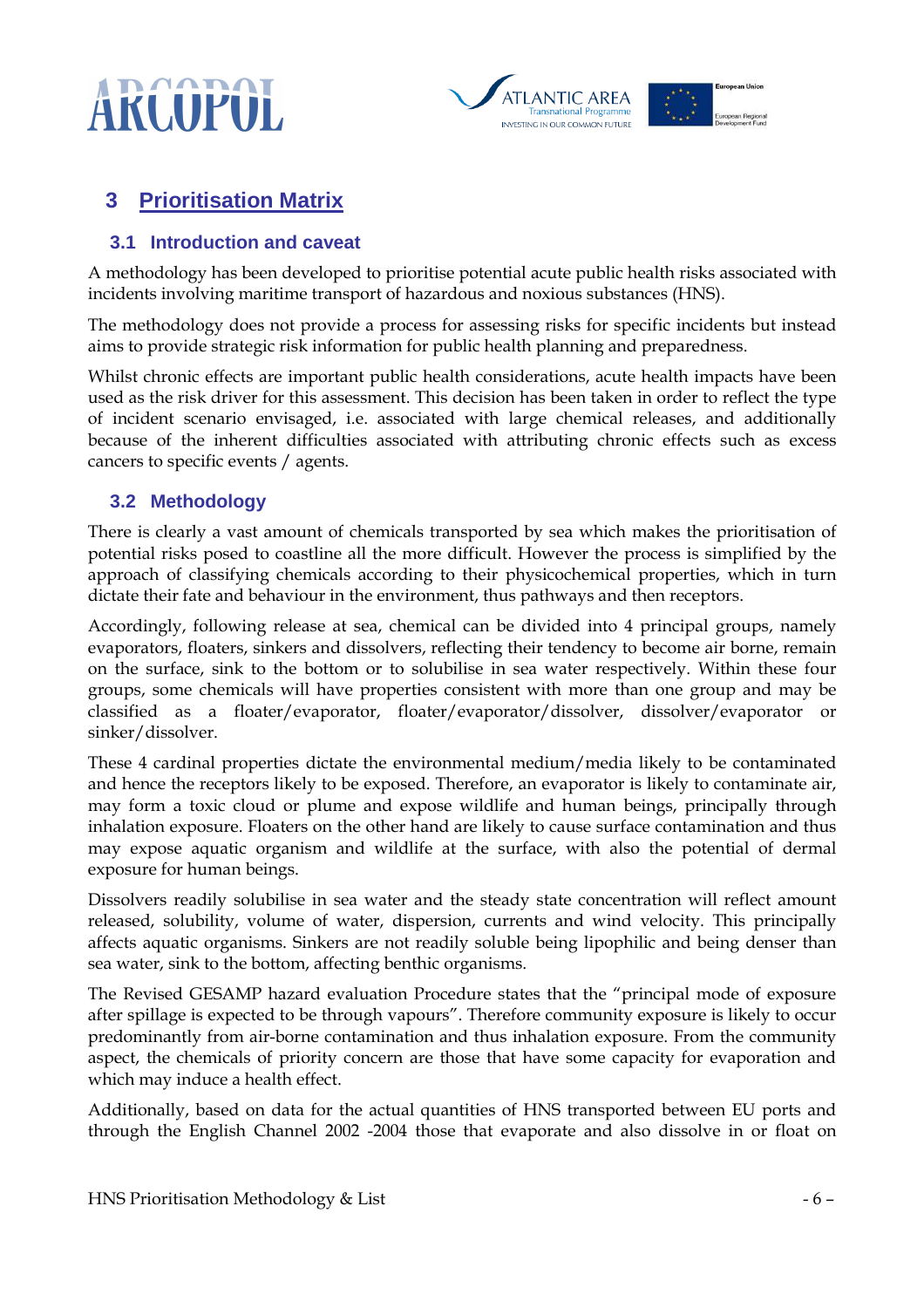# 3 Prioritisation Matrix

## 3.1 Introduction and caveat

A methodology has been developed to prioritise potential acute public health risks associated with incidents involving maritime transport of hazardous and noxious substances (HNS).

The methodology does not provide a process for assessing risks for specific incidents but instead aims to provide strategic risk information for public health planning and preparedness.

Whilst chronic effects are important public health considerations, acute health impacts have been used as the risk driver for this assessment. This decision has been taken in order to reflect the type of incident scenario envisaged, i.e. associated with large chemical releases, and additionally because of the inherent difficulties associated with attributing chronic effects such as excess cancers to specific events / agents.

## 3.2 Methodology

There is clearly a vast amount of chemicals transported by sea which makes the prioritisation of potential risks posed to coastline all the more difficult. However the process is simplified by the approach of classifying chemicals according to their physicochemical properties, which in turn dictate their fate and behaviour in the environment, thus pathways and then receptors.

Accordingly, following release at sea, chemical can be divided into 4 principal groups, namely evaporators, floaters, sinkers and dissolvers, reflecting their tendency to become air borne, remain on the surface, sink to the bottom or to solubilise in sea water respectively. Within these four groups, some chemicals will have properties consistent with more than one group and may be classified as a floater/evaporator, floater/evaporator/dissolver, dissolver/evaporator or sinker/dissolver.

These 4 cardinal properties dictate the environmental medium/media likely to be contaminated and hence the receptors likely to be exposed. Therefore, an evaporator is likely to contaminate air, may form a toxic cloud or plume and expose wildlife and human beings, principally through inhalation exposure. Floaters on the other hand are likely to cause surface contamination and thus may expose aquatic organism and wildlife at the surface, with also the potential of dermal exposure for human beings.

Dissolvers readily solubilise in sea water and the steady state concentration will reflect amount released, solubility, volume of water, dispersion, currents and wind velocity. This principally affects aquatic organisms. Sinkers are not readily soluble being lipophilic and being denser than sea water, sink to the bottom, affecting benthic organisms.

The Revised GESAMP hazard evaluation Procedure states that the "principal mode of exposure after spillage is expected to be through vapours". Therefore community exposure is likely to occur predominantly from air-borne contamination and thus inhalation exposure. From the community aspect, the chemicals of priority concern are those that have some capacity for evaporation and which may induce a health effect.

Additionally, based on data for the actual quantities of HNS transported between EU ports and through the English Channel 2002 -2004 those that evaporate and also dissolve in or float on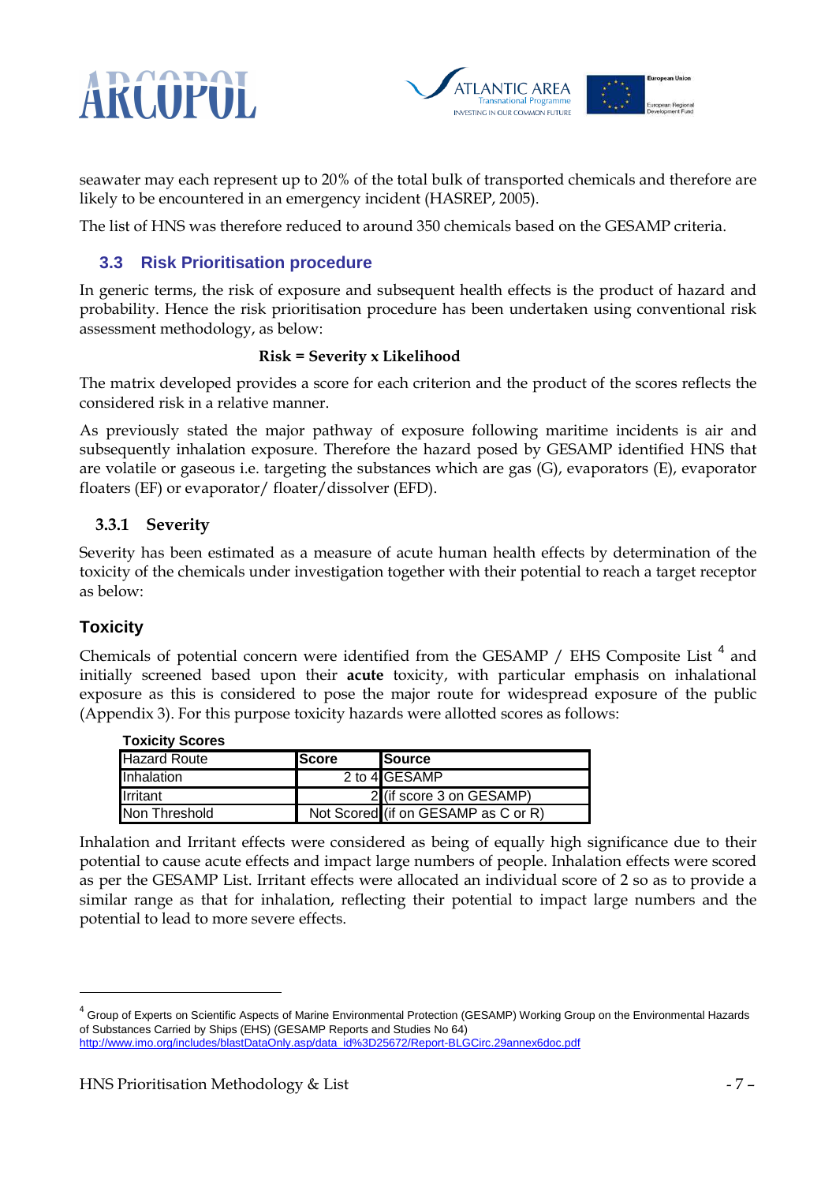seawater may each represent up to 20% of the total bulk of transported chemicals and therefore are likely to be encountered in an emergency incident (HASREP, 2005).

The list of HNS was therefore reduced to around 350 chemicals based on the GESAMP criteria.

## 3.3 Risk Prioritisation procedure

In generic terms, the risk of exposure and subsequent health effects is the product of hazard and probability. Hence the risk prioritisation procedure has been undertaken using conventional risk assessment methodology, as below:

**Risk = Severity x Likelihood**

The matrix developed provides a score for each criterion and the product of the scores reflects the considered risk in a relative manner.

As previously stated the major pathway of exposure following maritime incidents is air and subsequently inhalation exposure. Therefore the hazard posed by GESAMP identified HNS that are volatile or gaseous i.e. targeting the substances which are gas (G), evaporators (E), evaporator floaters (EF) or evaporator/ floater/dissolver (EFD).

### 3.3.1 Severity

Severity has been estimated as a measure of acute human health effects by determination of the toxicity of the chemicals under investigation together with their potential to reach a target receptor as below:

#### Toxicity

Chemicals of potential concern were identified from the GESAMP / EHS Composite List [4] and initially screened based upon their **acute** toxicity, with particular emphasis on inhalational exposure as this is considered to pose the major route for widespread exposure of the public (Appendix 3). For this purpose toxicity hazards were allotted scores as follows:

**Toxicity Scores**

| Hazard Route | Score | Source |
|---|---|---|
| Inhalation | 2 to 4 | GESAMP |
| Irritant | 2 | (if score 3 on GESAMP) |
| Non Threshold | Not Scored | (if on GESAMP as C or R) |

Inhalation and Irritant effects were considered as being of equally high significance due to their potential to cause acute effects and impact large numbers of people. Inhalation effects were scored as per the GESAMP List. Irritant effects were allocated an individual score of 2 so as to provide a similar range as that for inhalation, reflecting their potential to impact large numbers and the potential to lead to more severe effects.

---

[4] Group of Experts on Scientific Aspects of Marine Environmental Protection (GESAMP) Working Group on the Environmental Hazards of Substances Carried by Ships (EHS) (GESAMP Reports and Studies No 64) http://www.imo.org/includes/blastDataOnly.asp/data_id%3D25672/Report-BLGCirc.29annex6doc.pdf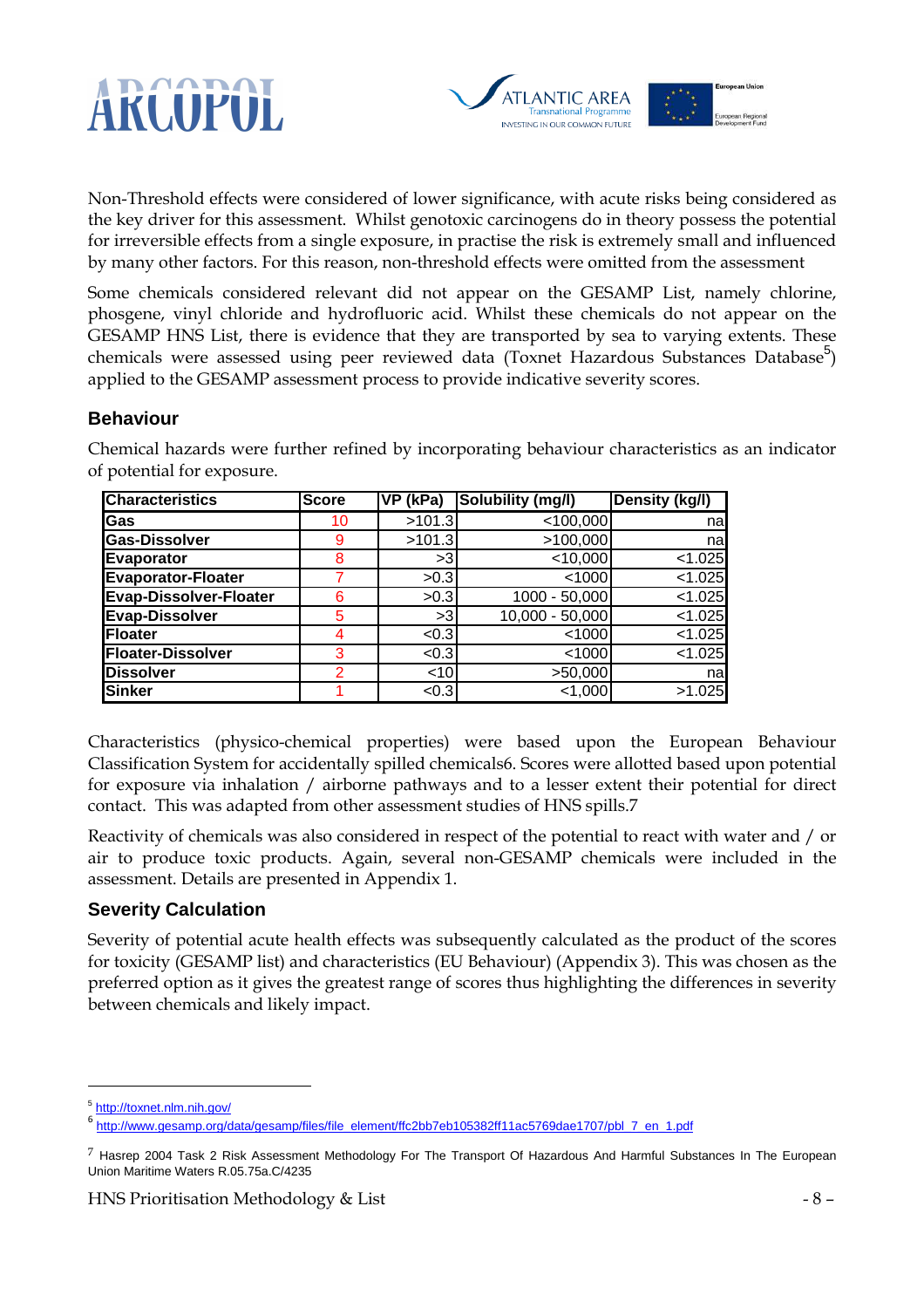Non-Threshold effects were considered of lower significance, with acute risks being considered as the key driver for this assessment. Whilst genotoxic carcinogens do in theory possess the potential for irreversible effects from a single exposure, in practise the risk is extremely small and influenced by many other factors. For this reason, non-threshold effects were omitted from the assessment

Some chemicals considered relevant did not appear on the GESAMP List, namely chlorine, phosgene, vinyl chloride and hydrofluoric acid. Whilst these chemicals do not appear on the GESAMP HNS List, there is evidence that they are transported by sea to varying extents. These chemicals were assessed using peer reviewed data (Toxnet Hazardous Substances Database[5]) applied to the GESAMP assessment process to provide indicative severity scores.

### Behaviour

Chemical hazards were further refined by incorporating behaviour characteristics as an indicator of potential for exposure.

| Characteristics | Score | VP (kPa) | Solubility (mg/l) | Density (kg/l) |
|---|---|---|---|---|
| **Gas** | 10 | >101.3 | <100,000 | na |
| **Gas-Dissolver** | 9 | >101.3 | >100,000 | na |
| **Evaporator** | 8 | >3 | <10,000 | <1.025 |
| **Evaporator-Floater** | 7 | >0.3 | <1000 | <1.025 |
| **Evap-Dissolver-Floater** | 6 | >0.3 | 1000 - 50,000 | <1.025 |
| **Evap-Dissolver** | 5 | >3 | 10,000 - 50,000 | <1.025 |
| **Floater** | 4 | <0.3 | <1000 | <1.025 |
| **Floater-Dissolver** | 3 | <0.3 | <1000 | <1.025 |
| **Dissolver** | 2 | <10 | >50,000 | na |
| **Sinker** | 1 | <0.3 | <1,000 | >1.025 |

Characteristics (physico-chemical properties) were based upon the European Behaviour Classification System for accidentally spilled chemicals6. Scores were allotted based upon potential for exposure via inhalation / airborne pathways and to a lesser extent their potential for direct contact. This was adapted from other assessment studies of HNS spills.7

Reactivity of chemicals was also considered in respect of the potential to react with water and / or air to produce toxic products. Again, several non-GESAMP chemicals were included in the assessment. Details are presented in Appendix 1.

### Severity Calculation

Severity of potential acute health effects was subsequently calculated as the product of the scores for toxicity (GESAMP list) and characteristics (EU Behaviour) (Appendix 3). This was chosen as the preferred option as it gives the greatest range of scores thus highlighting the differences in severity between chemicals and likely impact.

---

[5] http://toxnet.nlm.nih.gov/

[6] http://www.gesamp.org/data/gesamp/files/file_element/ffc2bb7eb105382ff11ac5769dae1707/pbl_7_en_1.pdf

[7] Hasrep 2004 Task 2 Risk Assessment Methodology For The Transport Of Hazardous And Harmful Substances In The European Union Maritime Waters R.05.75a.C/4235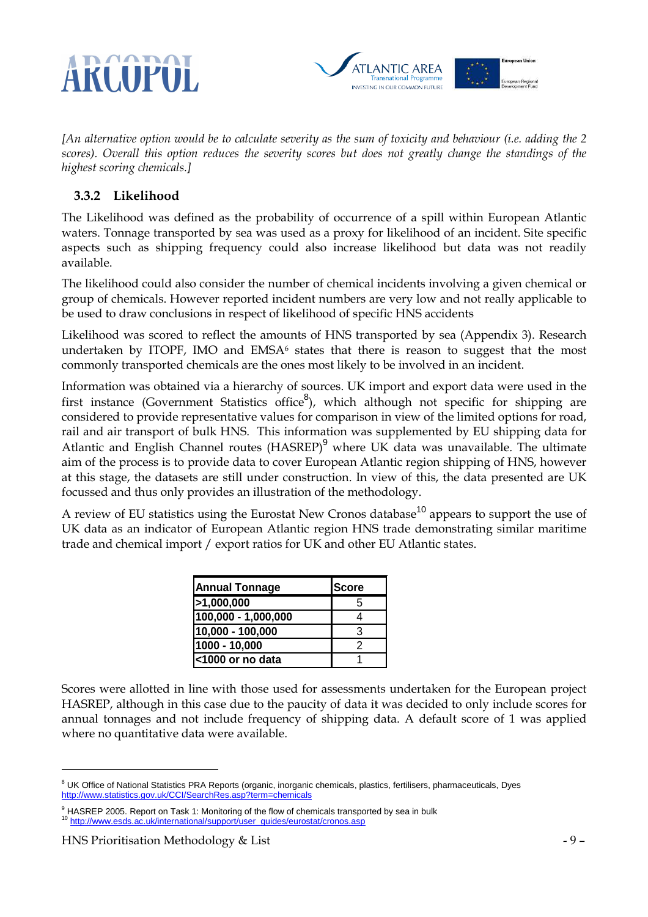*[An alternative option would be to calculate severity as the sum of toxicity and behaviour (i.e. adding the 2 scores). Overall this option reduces the severity scores but does not greatly change the standings of the highest scoring chemicals.]*

### 3.3.2 Likelihood

The Likelihood was defined as the probability of occurrence of a spill within European Atlantic waters. Tonnage transported by sea was used as a proxy for likelihood of an incident. Site specific aspects such as shipping frequency could also increase likelihood but data was not readily available.

The likelihood could also consider the number of chemical incidents involving a given chemical or group of chemicals. However reported incident numbers are very low and not really applicable to be used to draw conclusions in respect of likelihood of specific HNS accidents

Likelihood was scored to reflect the amounts of HNS transported by sea (Appendix 3). Research undertaken by ITOPF, IMO and EMSA[6] states that there is reason to suggest that the most commonly transported chemicals are the ones most likely to be involved in an incident.

Information was obtained via a hierarchy of sources. UK import and export data were used in the first instance (Government Statistics office[8]), which although not specific for shipping are considered to provide representative values for comparison in view of the limited options for road, rail and air transport of bulk HNS. This information was supplemented by EU shipping data for Atlantic and English Channel routes (HASREP)[9] where UK data was unavailable. The ultimate aim of the process is to provide data to cover European Atlantic region shipping of HNS, however at this stage, the datasets are still under construction. In view of this, the data presented are UK focussed and thus only provides an illustration of the methodology.

A review of EU statistics using the Eurostat New Cronos database[10] appears to support the use of UK data as an indicator of European Atlantic region HNS trade demonstrating similar maritime trade and chemical import / export ratios for UK and other EU Atlantic states.

| Annual Tonnage | Score |
|---|---|
| >1,000,000 | 5 |
| 100,000 - 1,000,000 | 4 |
| 10,000 - 100,000 | 3 |
| 1000 - 10,000 | 2 |
| <1000 or no data | 1 |

Scores were allotted in line with those used for assessments undertaken for the European project HASREP, although in this case due to the paucity of data it was decided to only include scores for annual tonnages and not include frequency of shipping data. A default score of 1 was applied where no quantitative data were available.

---

[8] UK Office of National Statistics PRA Reports (organic, inorganic chemicals, plastics, fertilisers, pharmaceuticals, Dyes http://www.statistics.gov.uk/CCI/SearchRes.asp?term=chemicals

[9] HASREP 2005. Report on Task 1: Monitoring of the flow of chemicals transported by sea in bulk

[10] http://www.esds.ac.uk/international/support/user_guides/eurostat/cronos.asp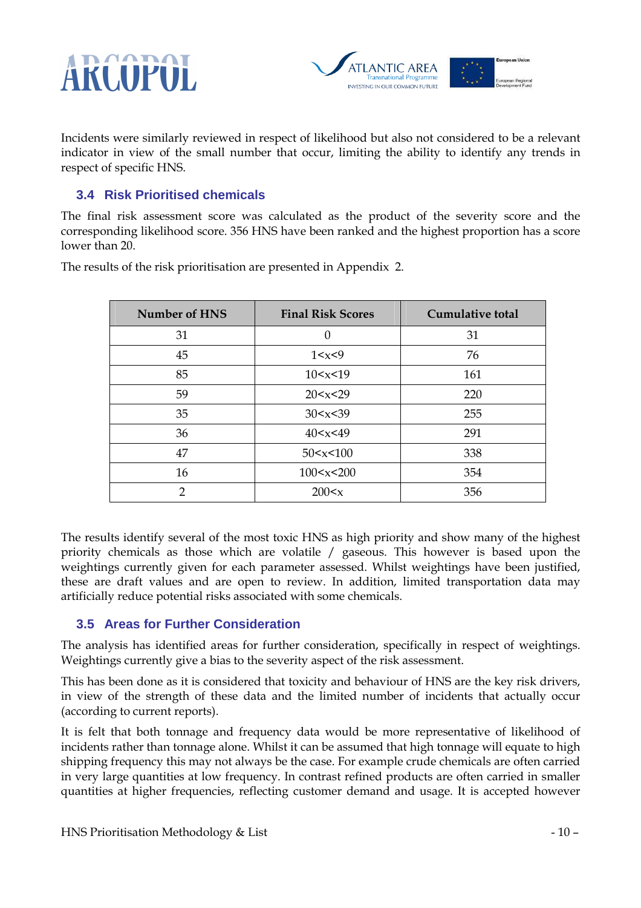Incidents were similarly reviewed in respect of likelihood but also not considered to be a relevant indicator in view of the small number that occur, limiting the ability to identify any trends in respect of specific HNS.

### 3.4 Risk Prioritised chemicals

The final risk assessment score was calculated as the product of the severity score and the corresponding likelihood score. 356 HNS have been ranked and the highest proportion has a score lower than 20.

The results of the risk prioritisation are presented in Appendix 2.

| Number of HNS | Final Risk Scores | Cumulative total |
|---|---|---|
| 31 | 0 | 31 |
| 45 | 1<x<9 | 76 |
| 85 | 10<x<19 | 161 |
| 59 | 20<x<29 | 220 |
| 35 | 30<x<39 | 255 |
| 36 | 40<x<49 | 291 |
| 47 | 50<x<100 | 338 |
| 16 | 100<x<200 | 354 |
| 2 | 200<x | 356 |

The results identify several of the most toxic HNS as high priority and show many of the highest priority chemicals as those which are volatile / gaseous. This however is based upon the weightings currently given for each parameter assessed. Whilst weightings have been justified, these are draft values and are open to review. In addition, limited transportation data may artificially reduce potential risks associated with some chemicals.

### 3.5 Areas for Further Consideration

The analysis has identified areas for further consideration, specifically in respect of weightings. Weightings currently give a bias to the severity aspect of the risk assessment.

This has been done as it is considered that toxicity and behaviour of HNS are the key risk drivers, in view of the strength of these data and the limited number of incidents that actually occur (according to current reports).

It is felt that both tonnage and frequency data would be more representative of likelihood of incidents rather than tonnage alone. Whilst it can be assumed that high tonnage will equate to high shipping frequency this may not always be the case. For example crude chemicals are often carried in very large quantities at low frequency. In contrast refined products are often carried in smaller quantities at higher frequencies, reflecting customer demand and usage. It is accepted however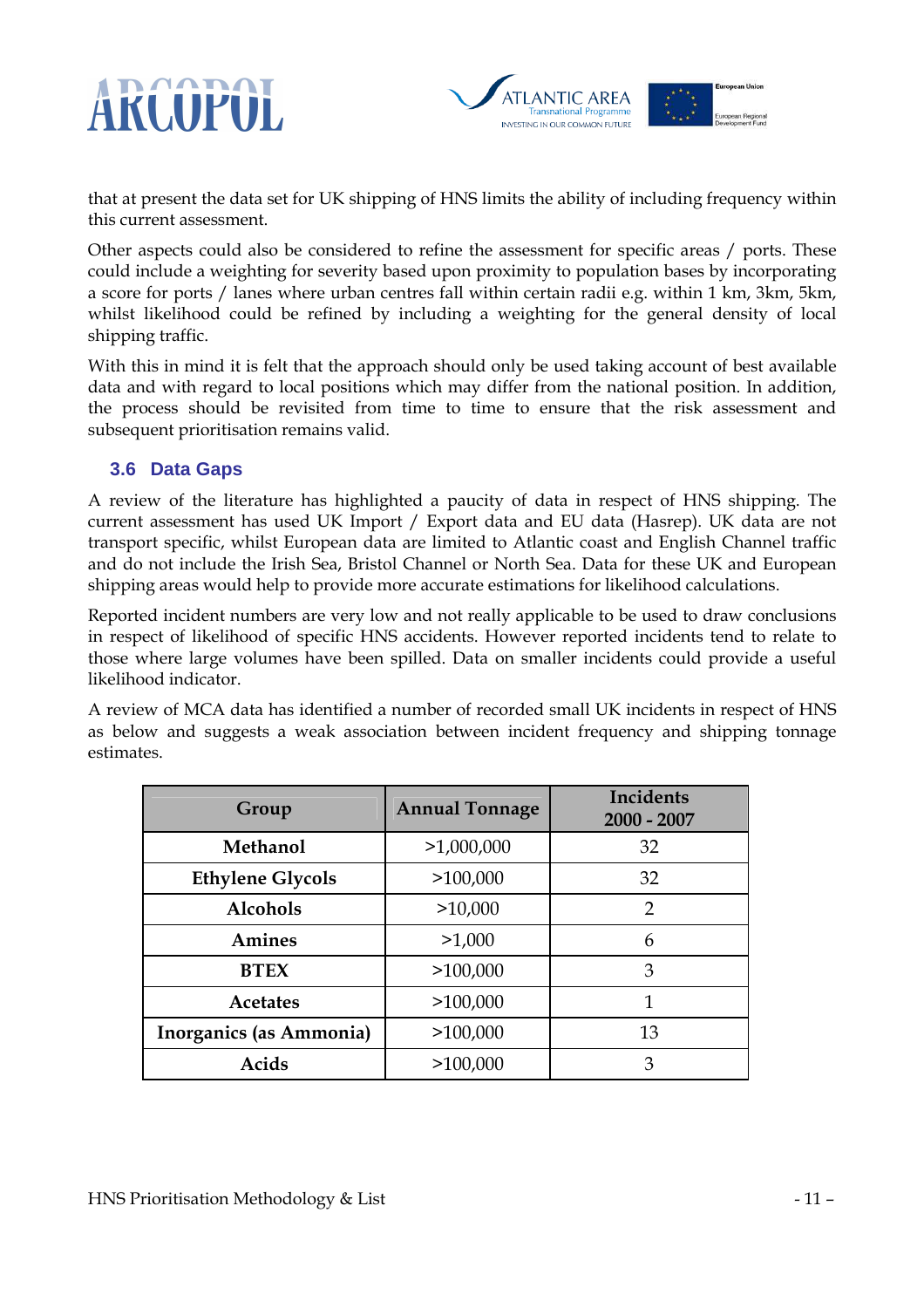that at present the data set for UK shipping of HNS limits the ability of including frequency within this current assessment.

Other aspects could also be considered to refine the assessment for specific areas / ports. These could include a weighting for severity based upon proximity to population bases by incorporating a score for ports / lanes where urban centres fall within certain radii e.g. within 1 km, 3km, 5km, whilst likelihood could be refined by including a weighting for the general density of local shipping traffic.

With this in mind it is felt that the approach should only be used taking account of best available data and with regard to local positions which may differ from the national position. In addition, the process should be revisited from time to time to ensure that the risk assessment and subsequent prioritisation remains valid.

### 3.6 Data Gaps

A review of the literature has highlighted a paucity of data in respect of HNS shipping. The current assessment has used UK Import / Export data and EU data (Hasrep). UK data are not transport specific, whilst European data are limited to Atlantic coast and English Channel traffic and do not include the Irish Sea, Bristol Channel or North Sea. Data for these UK and European shipping areas would help to provide more accurate estimations for likelihood calculations.

Reported incident numbers are very low and not really applicable to be used to draw conclusions in respect of likelihood of specific HNS accidents. However reported incidents tend to relate to those where large volumes have been spilled. Data on smaller incidents could provide a useful likelihood indicator.

A review of MCA data has identified a number of recorded small UK incidents in respect of HNS as below and suggests a weak association between incident frequency and shipping tonnage estimates.

| Group | Annual Tonnage | Incidents 2000 - 2007 |
|---|---|---|
| Methanol | >1,000,000 | 32 |
| Ethylene Glycols | >100,000 | 32 |
| Alcohols | >10,000 | 2 |
| Amines | >1,000 | 6 |
| BTEX | >100,000 | 3 |
| Acetates | >100,000 | 1 |
| Inorganics (as Ammonia) | >100,000 | 13 |
| Acids | >100,000 | 3 |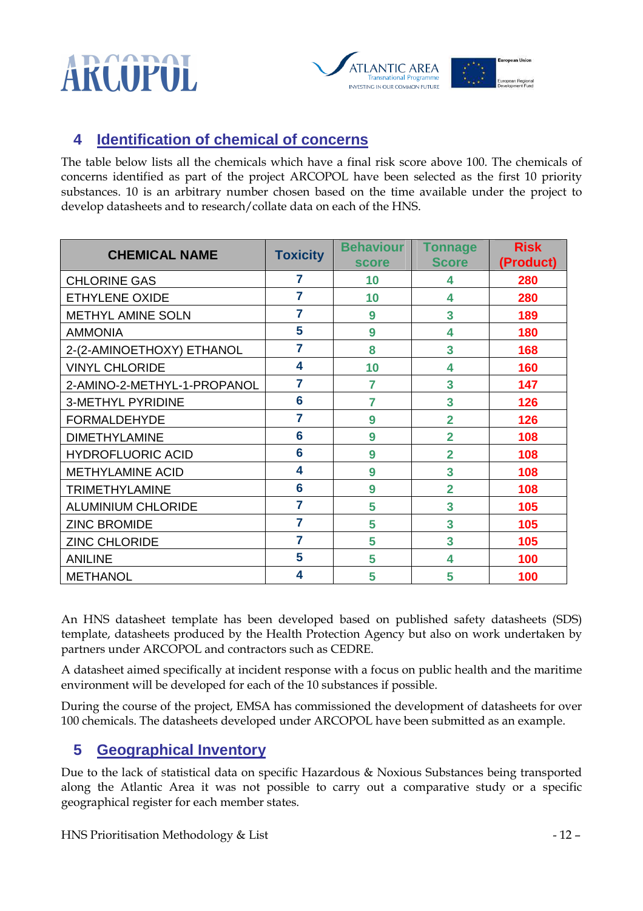## 4 Identification of chemical of concerns

The table below lists all the chemicals which have a final risk score above 100. The chemicals of concerns identified as part of the project ARCOPOL have been selected as the first 10 priority substances. 10 is an arbitrary number chosen based on the time available under the project to develop datasheets and to research/collate data on each of the HNS.

| CHEMICAL NAME | Toxicity | Behaviour score | Tonnage Score | Risk (Product) |
|---|---|---|---|---|
| CHLORINE GAS | 7 | 10 | 4 | 280 |
| ETHYLENE OXIDE | 7 | 10 | 4 | 280 |
| METHYL AMINE SOLN | 7 | 9 | 3 | 189 |
| AMMONIA | 5 | 9 | 4 | 180 |
| 2-(2-AMINOETHOXY) ETHANOL | 7 | 8 | 3 | 168 |
| VINYL CHLORIDE | 4 | 10 | 4 | 160 |
| 2-AMINO-2-METHYL-1-PROPANOL | 7 | 7 | 3 | 147 |
| 3-METHYL PYRIDINE | 6 | 7 | 3 | 126 |
| FORMALDEHYDE | 7 | 9 | 2 | 126 |
| DIMETHYLAMINE | 6 | 9 | 2 | 108 |
| HYDROFLUORIC ACID | 6 | 9 | 2 | 108 |
| METHYLAMINE ACID | 4 | 9 | 3 | 108 |
| TRIMETHYLAMINE | 6 | 9 | 2 | 108 |
| ALUMINIUM CHLORIDE | 7 | 5 | 3 | 105 |
| ZINC BROMIDE | 7 | 5 | 3 | 105 |
| ZINC CHLORIDE | 7 | 5 | 3 | 105 |
| ANILINE | 5 | 5 | 4 | 100 |
| METHANOL | 4 | 5 | 5 | 100 |

An HNS datasheet template has been developed based on published safety datasheets (SDS) template, datasheets produced by the Health Protection Agency but also on work undertaken by partners under ARCOPOL and contractors such as CEDRE.

A datasheet aimed specifically at incident response with a focus on public health and the maritime environment will be developed for each of the 10 substances if possible.

During the course of the project, EMSA has commissioned the development of datasheets for over 100 chemicals. The datasheets developed under ARCOPOL have been submitted as an example.

## 5 Geographical Inventory

Due to the lack of statistical data on specific Hazardous & Noxious Substances being transported along the Atlantic Area it was not possible to carry out a comparative study or a specific geographical register for each member states.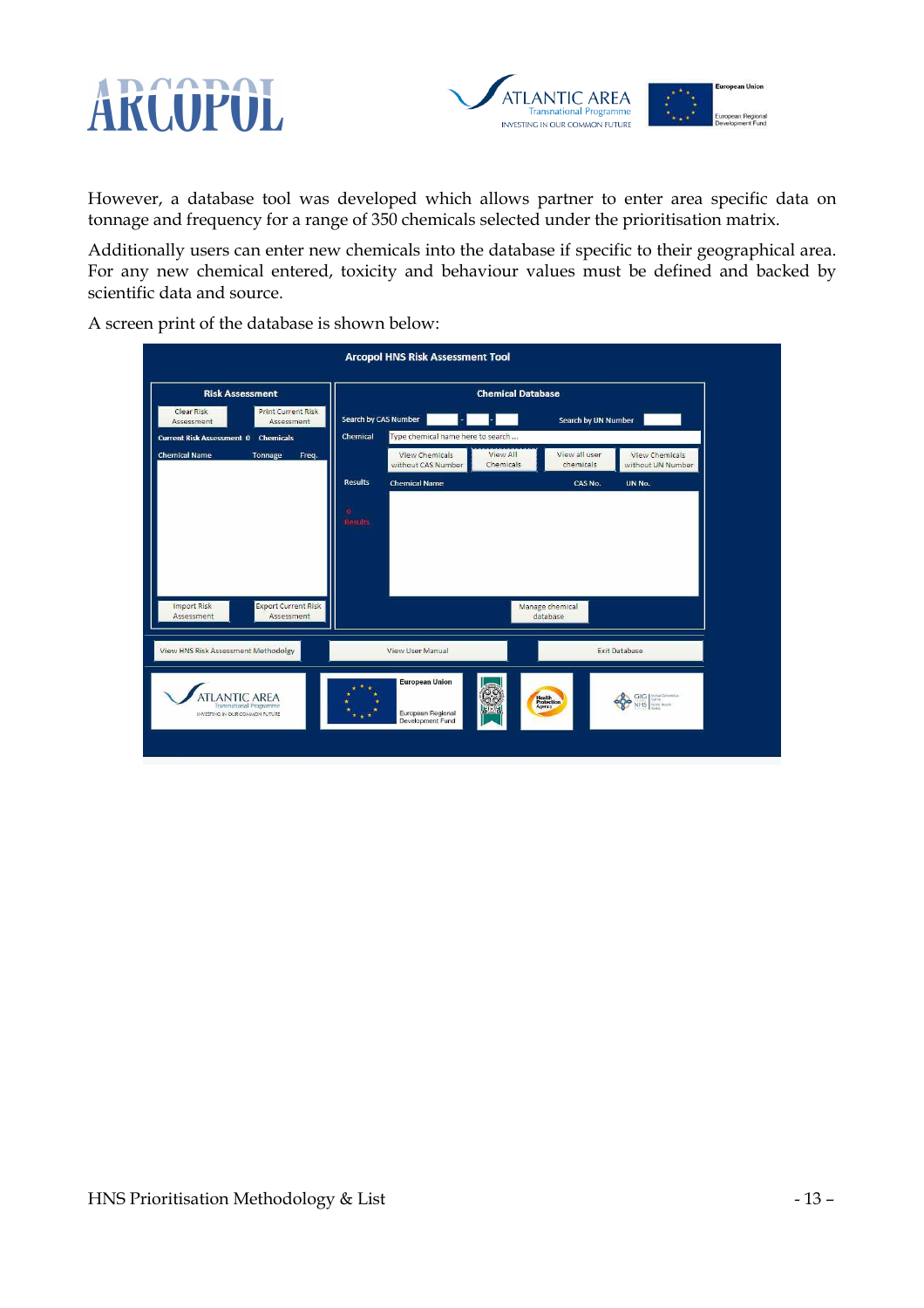However, a database tool was developed which allows partner to enter area specific data on tonnage and frequency for a range of 350 chemicals selected under the prioritisation matrix.

Additionally users can enter new chemicals into the database if specific to their geographical area. For any new chemical entered, toxicity and behaviour values must be defined and backed by scientific data and source.

A screen print of the database is shown below: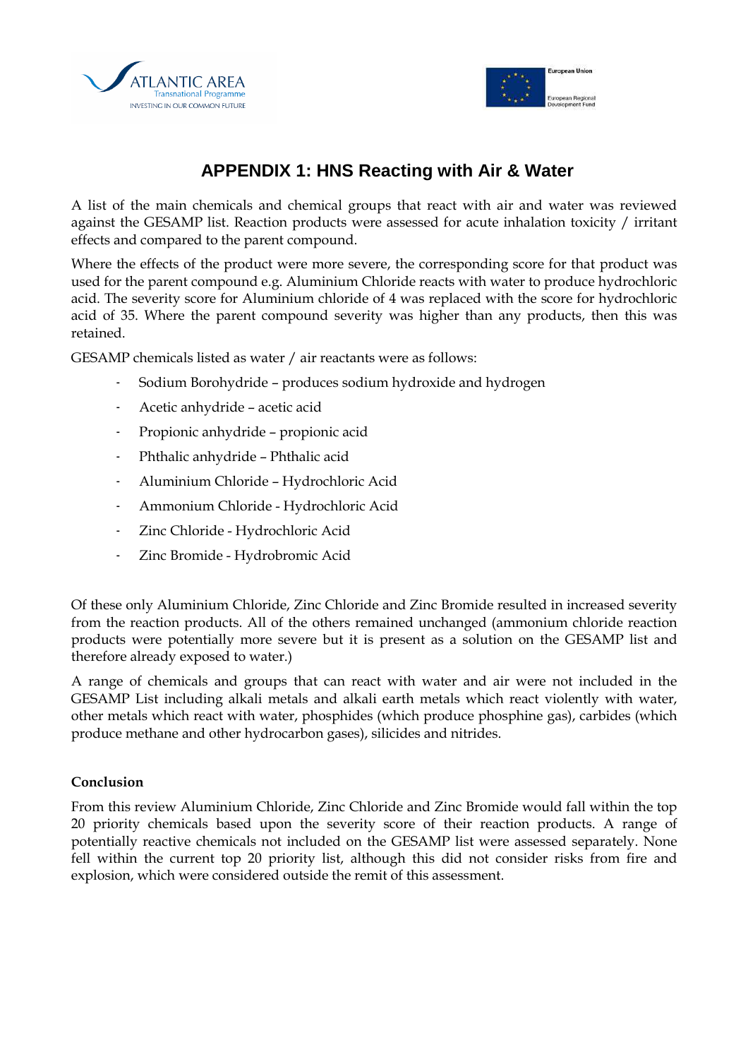# APPENDIX 1: HNS Reacting with Air & Water

A list of the main chemicals and chemical groups that react with air and water was reviewed against the GESAMP list. Reaction products were assessed for acute inhalation toxicity / irritant effects and compared to the parent compound.

Where the effects of the product were more severe, the corresponding score for that product was used for the parent compound e.g. Aluminium Chloride reacts with water to produce hydrochloric acid. The severity score for Aluminium chloride of 4 was replaced with the score for hydrochloric acid of 35. Where the parent compound severity was higher than any products, then this was retained.

GESAMP chemicals listed as water / air reactants were as follows:

- Sodium Borohydride – produces sodium hydroxide and hydrogen
- Acetic anhydride – acetic acid
- Propionic anhydride – propionic acid
- Phthalic anhydride – Phthalic acid
- Aluminium Chloride – Hydrochloric Acid
- Ammonium Chloride - Hydrochloric Acid
- Zinc Chloride - Hydrochloric Acid
- Zinc Bromide - Hydrobromic Acid

Of these only Aluminium Chloride, Zinc Chloride and Zinc Bromide resulted in increased severity from the reaction products. All of the others remained unchanged (ammonium chloride reaction products were potentially more severe but it is present as a solution on the GESAMP list and therefore already exposed to water.)

A range of chemicals and groups that can react with water and air were not included in the GESAMP List including alkali metals and alkali earth metals which react violently with water, other metals which react with water, phosphides (which produce phosphine gas), carbides (which produce methane and other hydrocarbon gases), silicides and nitrides.

**Conclusion**

From this review Aluminium Chloride, Zinc Chloride and Zinc Bromide would fall within the top 20 priority chemicals based upon the severity score of their reaction products. A range of potentially reactive chemicals not included on the GESAMP list were assessed separately. None fell within the current top 20 priority list, although this did not consider risks from fire and explosion, which were considered outside the remit of this assessment.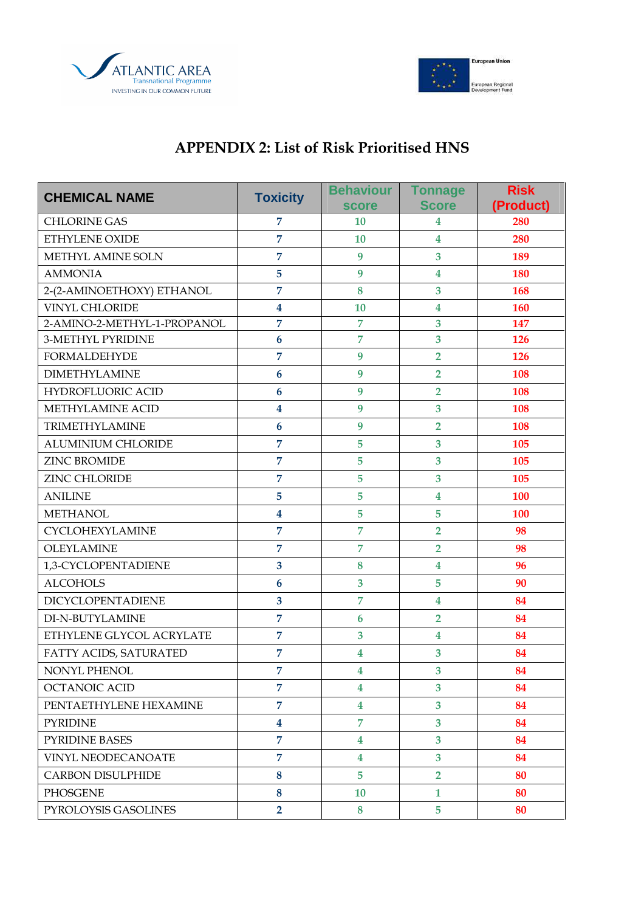# APPENDIX 2: List of Risk Prioritised HNS

| CHEMICAL NAME | Toxicity | Behaviour score | Tonnage Score | Risk (Product) |
|---|---|---|---|---|
| CHLORINE GAS | 7 | 10 | 4 | 280 |
| ETHYLENE OXIDE | 7 | 10 | 4 | 280 |
| METHYL AMINE SOLN | 7 | 9 | 3 | 189 |
| AMMONIA | 5 | 9 | 4 | 180 |
| 2-(2-AMINOETHOXY) ETHANOL | 7 | 8 | 3 | 168 |
| VINYL CHLORIDE | 4 | 10 | 4 | 160 |
| 2-AMINO-2-METHYL-1-PROPANOL | 7 | 7 | 3 | 147 |
| 3-METHYL PYRIDINE | 6 | 7 | 3 | 126 |
| FORMALDEHYDE | 7 | 9 | 2 | 126 |
| DIMETHYLAMINE | 6 | 9 | 2 | 108 |
| HYDROFLUORIC ACID | 6 | 9 | 2 | 108 |
| METHYLAMINE ACID | 4 | 9 | 3 | 108 |
| TRIMETHYLAMINE | 6 | 9 | 2 | 108 |
| ALUMINIUM CHLORIDE | 7 | 5 | 3 | 105 |
| ZINC BROMIDE | 7 | 5 | 3 | 105 |
| ZINC CHLORIDE | 7 | 5 | 3 | 105 |
| ANILINE | 5 | 5 | 4 | 100 |
| METHANOL | 4 | 5 | 5 | 100 |
| CYCLOHEXYLAMINE | 7 | 7 | 2 | 98 |
| OLEYLAMINE | 7 | 7 | 2 | 98 |
| 1,3-CYCLOPENTADIENE | 3 | 8 | 4 | 96 |
| ALCOHOLS | 6 | 3 | 5 | 90 |
| DICYCLOPENTADIENE | 3 | 7 | 4 | 84 |
| DI-N-BUTYLAMINE | 7 | 6 | 2 | 84 |
| ETHYLENE GLYCOL ACRYLATE | 7 | 3 | 4 | 84 |
| FATTY ACIDS, SATURATED | 7 | 4 | 3 | 84 |
| NONYL PHENOL | 7 | 4 | 3 | 84 |
| OCTANOIC ACID | 7 | 4 | 3 | 84 |
| PENTAETHYLENE HEXAMINE | 7 | 4 | 3 | 84 |
| PYRIDINE | 4 | 7 | 3 | 84 |
| PYRIDINE BASES | 7 | 4 | 3 | 84 |
| VINYL NEODECANOATE | 7 | 4 | 3 | 84 |
| CARBON DISULPHIDE | 8 | 5 | 2 | 80 |
| PHOSGENE | 8 | 10 | 1 | 80 |
| PYROLOYSIS GASOLINES | 2 | 8 | 5 | 80 |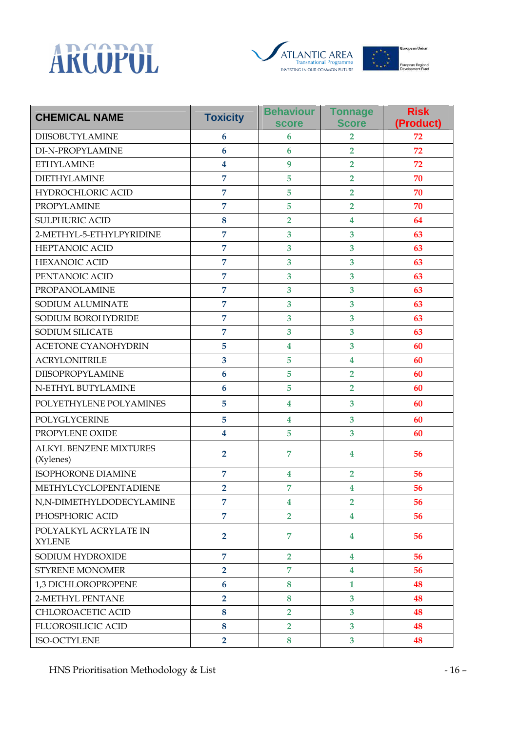| CHEMICAL NAME | Toxicity | Behaviour score | Tonnage Score | Risk (Product) |
|---|---|---|---|---|
| DIISOBUTYLAMINE | 6 | 6 | 2 | 72 |
| DI-N-PROPYLAMINE | 6 | 6 | 2 | 72 |
| ETHYLAMINE | 4 | 9 | 2 | 72 |
| DIETHYLAMINE | 7 | 5 | 2 | 70 |
| HYDROCHLORIC ACID | 7 | 5 | 2 | 70 |
| PROPYLAMINE | 7 | 5 | 2 | 70 |
| SULPHURIC ACID | 8 | 2 | 4 | 64 |
| 2-METHYL-5-ETHYLPYRIDINE | 7 | 3 | 3 | 63 |
| HEPTANOIC ACID | 7 | 3 | 3 | 63 |
| HEXANOIC ACID | 7 | 3 | 3 | 63 |
| PENTANOIC ACID | 7 | 3 | 3 | 63 |
| PROPANOLAMINE | 7 | 3 | 3 | 63 |
| SODIUM ALUMINATE | 7 | 3 | 3 | 63 |
| SODIUM BOROHYDRIDE | 7 | 3 | 3 | 63 |
| SODIUM SILICATE | 7 | 3 | 3 | 63 |
| ACETONE CYANOHYDRIN | 5 | 4 | 3 | 60 |
| ACRYLONITRILE | 3 | 5 | 4 | 60 |
| DIISOPROPYLAMINE | 6 | 5 | 2 | 60 |
| N-ETHYL BUTYLAMINE | 6 | 5 | 2 | 60 |
| POLYETHYLENE POLYAMINES | 5 | 4 | 3 | 60 |
| POLYGLYCERINE | 5 | 4 | 3 | 60 |
| PROPYLENE OXIDE | 4 | 5 | 3 | 60 |
| ALKYL BENZENE MIXTURES (Xylenes) | 2 | 7 | 4 | 56 |
| ISOPHORONE DIAMINE | 7 | 4 | 2 | 56 |
| METHYLCYCLOPENTADIENE | 2 | 7 | 4 | 56 |
| N,N-DIMETHYLDODECYLAMINE | 7 | 4 | 2 | 56 |
| PHOSPHORIC ACID | 7 | 2 | 4 | 56 |
| POLYALKYL ACRYLATE IN XYLENE | 2 | 7 | 4 | 56 |
| SODIUM HYDROXIDE | 7 | 2 | 4 | 56 |
| STYRENE MONOMER | 2 | 7 | 4 | 56 |
| 1,3 DICHLOROPROPENE | 6 | 8 | 1 | 48 |
| 2-METHYL PENTANE | 2 | 8 | 3 | 48 |
| CHLOROACETIC ACID | 8 | 2 | 3 | 48 |
| FLUOROSILICIC ACID | 8 | 2 | 3 | 48 |
| ISO-OCTYLENE | 2 | 8 | 3 | 48 |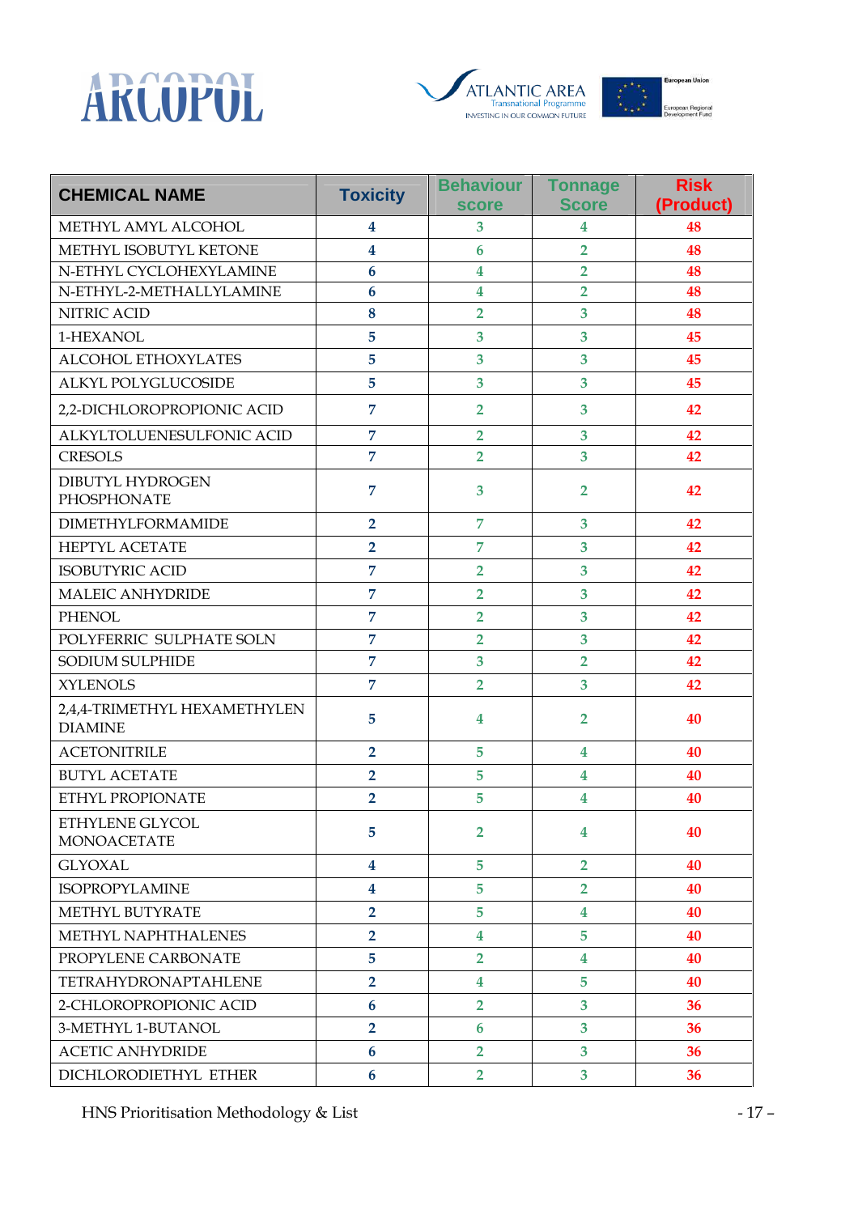| CHEMICAL NAME | Toxicity | Behaviour score | Tonnage Score | Risk (Product) |
|---|---|---|---|---|
| METHYL AMYL ALCOHOL | 4 | 3 | 4 | 48 |
| METHYL ISOBUTYL KETONE | 4 | 6 | 2 | 48 |
| N-ETHYL CYCLOHEXYLAMINE | 6 | 4 | 2 | 48 |
| N-ETHYL-2-METHALLYLAMINE | 6 | 4 | 2 | 48 |
| NITRIC ACID | 8 | 2 | 3 | 48 |
| 1-HEXANOL | 5 | 3 | 3 | 45 |
| ALCOHOL ETHOXYLATES | 5 | 3 | 3 | 45 |
| ALKYL POLYGLUCOSIDE | 5 | 3 | 3 | 45 |
| 2,2-DICHLOROPROPIONIC ACID | 7 | 2 | 3 | 42 |
| ALKYLTOLUENESULFONIC ACID | 7 | 2 | 3 | 42 |
| CRESOLS | 7 | 2 | 3 | 42 |
| DIBUTYL HYDROGEN PHOSPHONATE | 7 | 3 | 2 | 42 |
| DIMETHYLFORMAMIDE | 2 | 7 | 3 | 42 |
| HEPTYL ACETATE | 2 | 7 | 3 | 42 |
| ISOBUTYRIC ACID | 7 | 2 | 3 | 42 |
| MALEIC ANHYDRIDE | 7 | 2 | 3 | 42 |
| PHENOL | 7 | 2 | 3 | 42 |
| POLYFERRIC SULPHATE SOLN | 7 | 2 | 3 | 42 |
| SODIUM SULPHIDE | 7 | 3 | 2 | 42 |
| XYLENOLS | 7 | 2 | 3 | 42 |
| 2,4,4-TRIMETHYL HEXAMETHYLEN DIAMINE | 5 | 4 | 2 | 40 |
| ACETONITRILE | 2 | 5 | 4 | 40 |
| BUTYL ACETATE | 2 | 5 | 4 | 40 |
| ETHYL PROPIONATE | 2 | 5 | 4 | 40 |
| ETHYLENE GLYCOL MONOACETATE | 5 | 2 | 4 | 40 |
| GLYOXAL | 4 | 5 | 2 | 40 |
| ISOPROPYLAMINE | 4 | 5 | 2 | 40 |
| METHYL BUTYRATE | 2 | 5 | 4 | 40 |
| METHYL NAPHTHALENES | 2 | 4 | 5 | 40 |
| PROPYLENE CARBONATE | 5 | 2 | 4 | 40 |
| TETRAHYDRONAPTAHLENE | 2 | 4 | 5 | 40 |
| 2-CHLOROPROPIONIC ACID | 6 | 2 | 3 | 36 |
| 3-METHYL 1-BUTANOL | 2 | 6 | 3 | 36 |
| ACETIC ANHYDRIDE | 6 | 2 | 3 | 36 |
| DICHLORODIETHYL ETHER | 6 | 2 | 3 | 36 |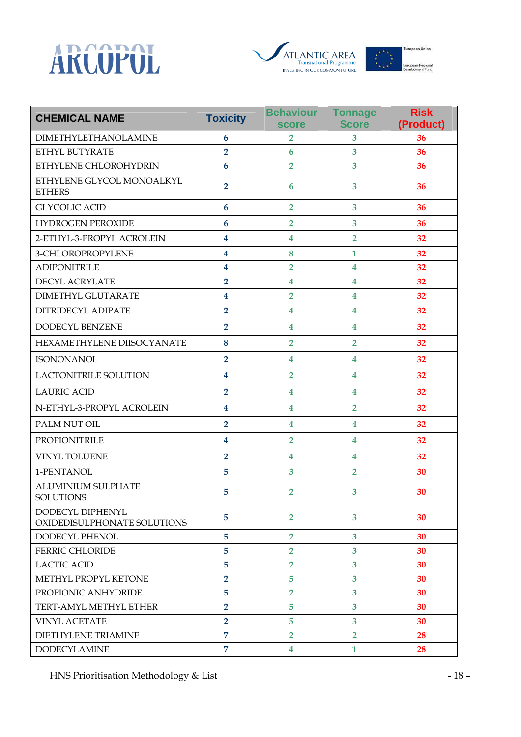| CHEMICAL NAME | Toxicity | Behaviour score | Tonnage Score | Risk (Product) |
|---|---|---|---|---|
| DIMETHYLETHANOLAMINE | 6 | 2 | 3 | 36 |
| ETHYL BUTYRATE | 2 | 6 | 3 | 36 |
| ETHYLENE CHLOROHYDRIN | 6 | 2 | 3 | 36 |
| ETHYLENE GLYCOL MONOALKYL ETHERS | 2 | 6 | 3 | 36 |
| GLYCOLIC ACID | 6 | 2 | 3 | 36 |
| HYDROGEN PEROXIDE | 6 | 2 | 3 | 36 |
| 2-ETHYL-3-PROPYL ACROLEIN | 4 | 4 | 2 | 32 |
| 3-CHLOROPROPYLENE | 4 | 8 | 1 | 32 |
| ADIPONITRILE | 4 | 2 | 4 | 32 |
| DECYL ACRYLATE | 2 | 4 | 4 | 32 |
| DIMETHYL GLUTARATE | 4 | 2 | 4 | 32 |
| DITRIDECYL ADIPATE | 2 | 4 | 4 | 32 |
| DODECYL BENZENE | 2 | 4 | 4 | 32 |
| HEXAMETHYLENE DIISOCYANATE | 8 | 2 | 2 | 32 |
| ISONONANOL | 2 | 4 | 4 | 32 |
| LACTONITRILE SOLUTION | 4 | 2 | 4 | 32 |
| LAURIC ACID | 2 | 4 | 4 | 32 |
| N-ETHYL-3-PROPYL ACROLEIN | 4 | 4 | 2 | 32 |
| PALM NUT OIL | 2 | 4 | 4 | 32 |
| PROPIONITRILE | 4 | 2 | 4 | 32 |
| VINYL TOLUENE | 2 | 4 | 4 | 32 |
| 1-PENTANOL | 5 | 3 | 2 | 30 |
| ALUMINIUM SULPHATE SOLUTIONS | 5 | 2 | 3 | 30 |
| DODECYL DIPHENYL OXIDEDISULPHONATE SOLUTIONS | 5 | 2 | 3 | 30 |
| DODECYL PHENOL | 5 | 2 | 3 | 30 |
| FERRIC CHLORIDE | 5 | 2 | 3 | 30 |
| LACTIC ACID | 5 | 2 | 3 | 30 |
| METHYL PROPYL KETONE | 2 | 5 | 3 | 30 |
| PROPIONIC ANHYDRIDE | 5 | 2 | 3 | 30 |
| TERT-AMYL METHYL ETHER | 2 | 5 | 3 | 30 |
| VINYL ACETATE | 2 | 5 | 3 | 30 |
| DIETHYLENE TRIAMINE | 7 | 2 | 2 | 28 |
| DODECYLAMINE | 7 | 4 | 1 | 28 |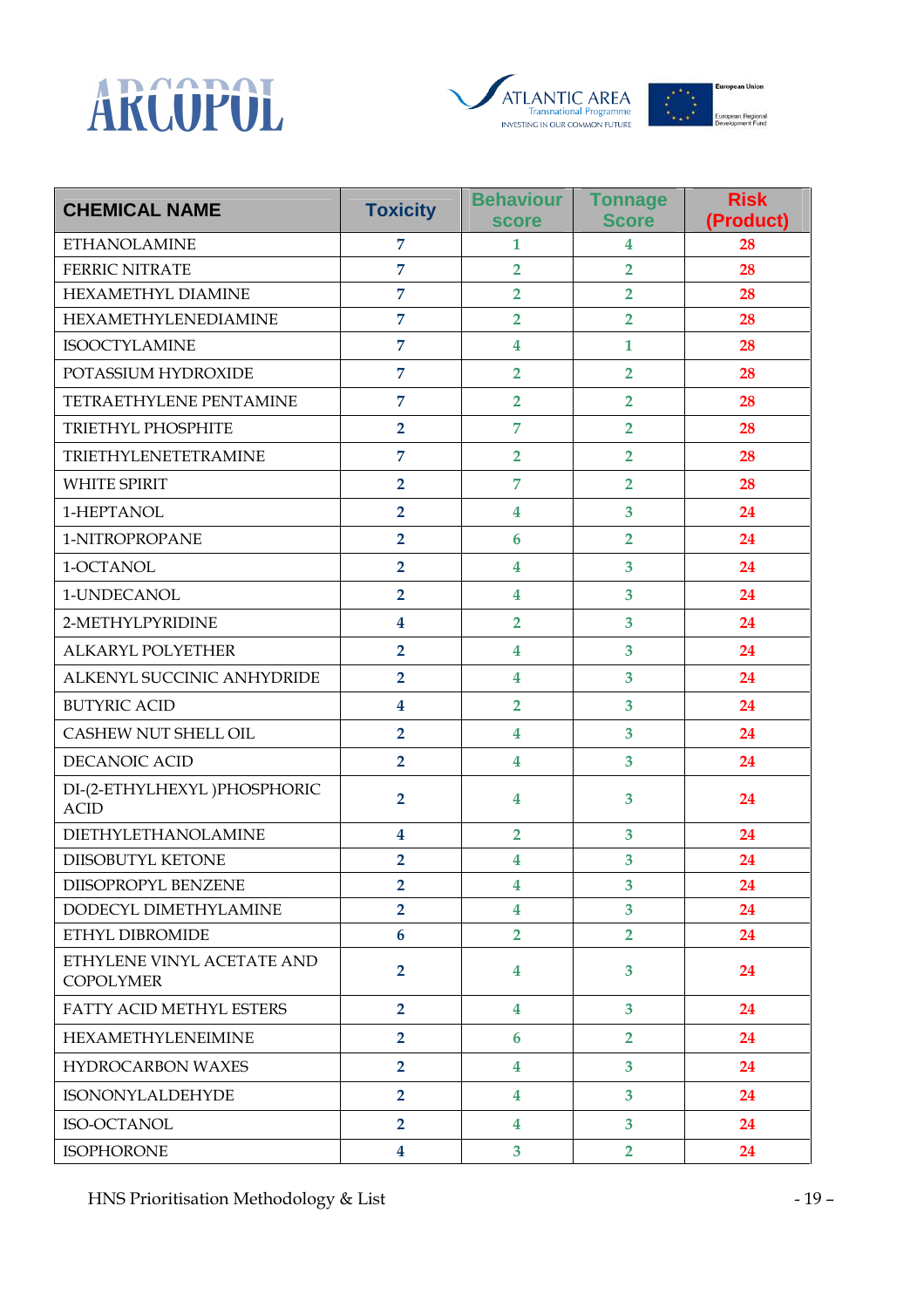| CHEMICAL NAME | Toxicity | Behaviour score | Tonnage Score | Risk (Product) |
|---|---|---|---|---|
| ETHANOLAMINE | 7 | 1 | 4 | 28 |
| FERRIC NITRATE | 7 | 2 | 2 | 28 |
| HEXAMETHYL DIAMINE | 7 | 2 | 2 | 28 |
| HEXAMETHYLENEDIAMINE | 7 | 2 | 2 | 28 |
| ISOOCTYLAMINE | 7 | 4 | 1 | 28 |
| POTASSIUM HYDROXIDE | 7 | 2 | 2 | 28 |
| TETRAETHYLENE PENTAMINE | 7 | 2 | 2 | 28 |
| TRIETHYL PHOSPHITE | 2 | 7 | 2 | 28 |
| TRIETHYLENETETRAMINE | 7 | 2 | 2 | 28 |
| WHITE SPIRIT | 2 | 7 | 2 | 28 |
| 1-HEPTANOL | 2 | 4 | 3 | 24 |
| 1-NITROPROPANE | 2 | 6 | 2 | 24 |
| 1-OCTANOL | 2 | 4 | 3 | 24 |
| 1-UNDECANOL | 2 | 4 | 3 | 24 |
| 2-METHYLPYRIDINE | 4 | 2 | 3 | 24 |
| ALKARYL POLYETHER | 2 | 4 | 3 | 24 |
| ALKENYL SUCCINIC ANHYDRIDE | 2 | 4 | 3 | 24 |
| BUTYRIC ACID | 4 | 2 | 3 | 24 |
| CASHEW NUT SHELL OIL | 2 | 4 | 3 | 24 |
| DECANOIC ACID | 2 | 4 | 3 | 24 |
| DI-(2-ETHYLHEXYL )PHOSPHORIC ACID | 2 | 4 | 3 | 24 |
| DIETHYLETHANOLAMINE | 4 | 2 | 3 | 24 |
| DIISOBUTYL KETONE | 2 | 4 | 3 | 24 |
| DIISOPROPYL BENZENE | 2 | 4 | 3 | 24 |
| DODECYL DIMETHYLAMINE | 2 | 4 | 3 | 24 |
| ETHYL DIBROMIDE | 6 | 2 | 2 | 24 |
| ETHYLENE VINYL ACETATE AND COPOLYMER | 2 | 4 | 3 | 24 |
| FATTY ACID METHYL ESTERS | 2 | 4 | 3 | 24 |
| HEXAMETHYLENEIMINE | 2 | 6 | 2 | 24 |
| HYDROCARBON WAXES | 2 | 4 | 3 | 24 |
| ISONONYLALDEHYDE | 2 | 4 | 3 | 24 |
| ISO-OCTANOL | 2 | 4 | 3 | 24 |
| ISOPHORONE | 4 | 3 | 2 | 24 |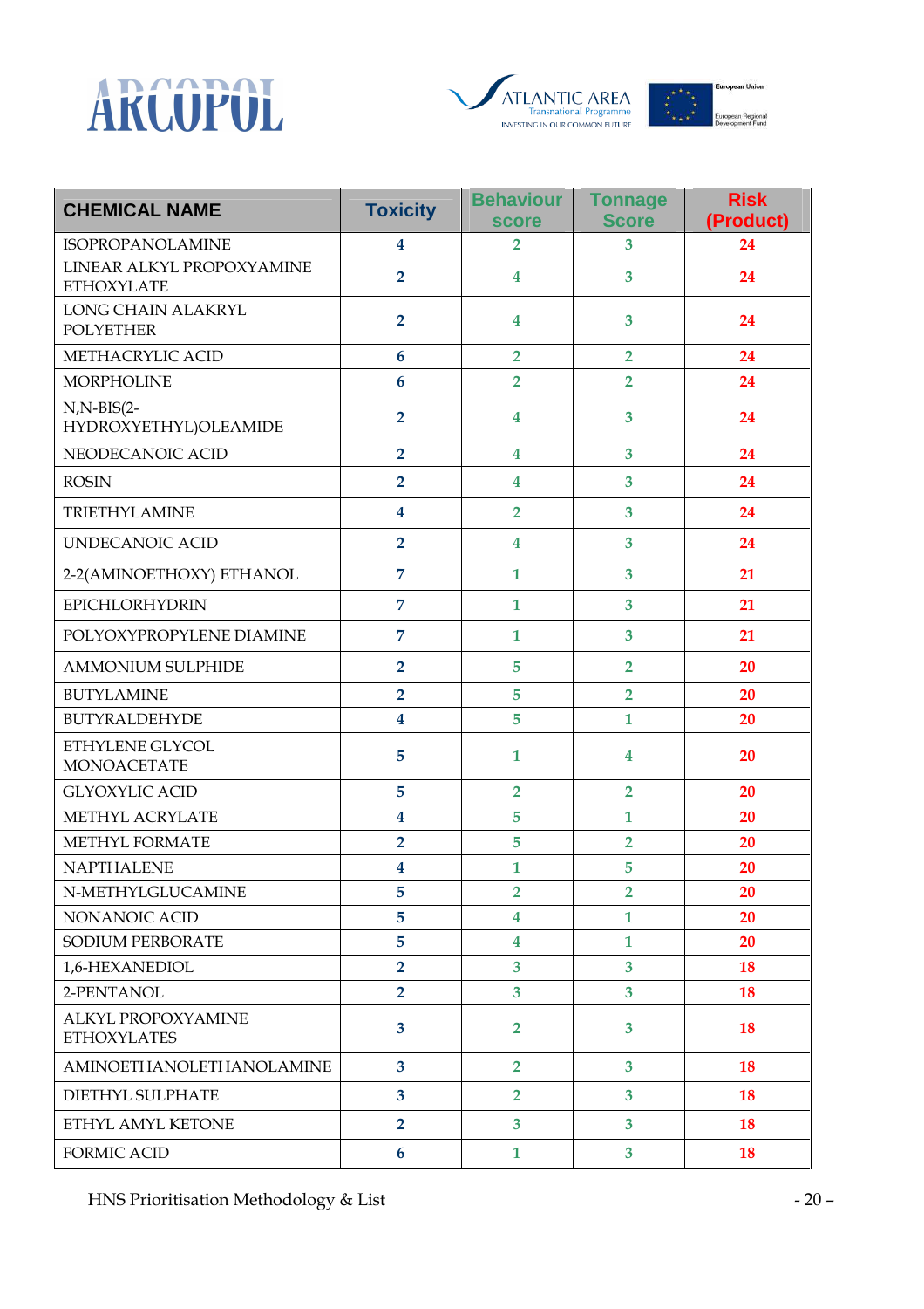| CHEMICAL NAME | Toxicity | Behaviour score | Tonnage Score | Risk (Product) |
|---|---|---|---|---|
| ISOPROPANOLAMINE | 4 | 2 | 3 | 24 |
| LINEAR ALKYL PROPOXYAMINE ETHOXYLATE | 2 | 4 | 3 | 24 |
| LONG CHAIN ALAKRYL POLYETHER | 2 | 4 | 3 | 24 |
| METHACRYLIC ACID | 6 | 2 | 2 | 24 |
| MORPHOLINE | 6 | 2 | 2 | 24 |
| N,N-BIS(2-HYDROXYETHYL)OLEAMIDE | 2 | 4 | 3 | 24 |
| NEODECANOIC ACID | 2 | 4 | 3 | 24 |
| ROSIN | 2 | 4 | 3 | 24 |
| TRIETHYLAMINE | 4 | 2 | 3 | 24 |
| UNDECANOIC ACID | 2 | 4 | 3 | 24 |
| 2-2(AMINOETHOXY) ETHANOL | 7 | 1 | 3 | 21 |
| EPICHLORHYDRIN | 7 | 1 | 3 | 21 |
| POLYOXYPROPYLENE DIAMINE | 7 | 1 | 3 | 21 |
| AMMONIUM SULPHIDE | 2 | 5 | 2 | 20 |
| BUTYLAMINE | 2 | 5 | 2 | 20 |
| BUTYRALDEHYDE | 4 | 5 | 1 | 20 |
| ETHYLENE GLYCOL MONOACETATE | 5 | 1 | 4 | 20 |
| GLYOXYLIC ACID | 5 | 2 | 2 | 20 |
| METHYL ACRYLATE | 4 | 5 | 1 | 20 |
| METHYL FORMATE | 2 | 5 | 2 | 20 |
| NAPTHALENE | 4 | 1 | 5 | 20 |
| N-METHYLGLUCAMINE | 5 | 2 | 2 | 20 |
| NONANOIC ACID | 5 | 4 | 1 | 20 |
| SODIUM PERBORATE | 5 | 4 | 1 | 20 |
| 1,6-HEXANEDIOL | 2 | 3 | 3 | 18 |
| 2-PENTANOL | 2 | 3 | 3 | 18 |
| ALKYL PROPOXYAMINE ETHOXYLATES | 3 | 2 | 3 | 18 |
| AMINOETHANOLETHANOLAMINE | 3 | 2 | 3 | 18 |
| DIETHYL SULPHATE | 3 | 2 | 3 | 18 |
| ETHYL AMYL KETONE | 2 | 3 | 3 | 18 |
| FORMIC ACID | 6 | 1 | 3 | 18 |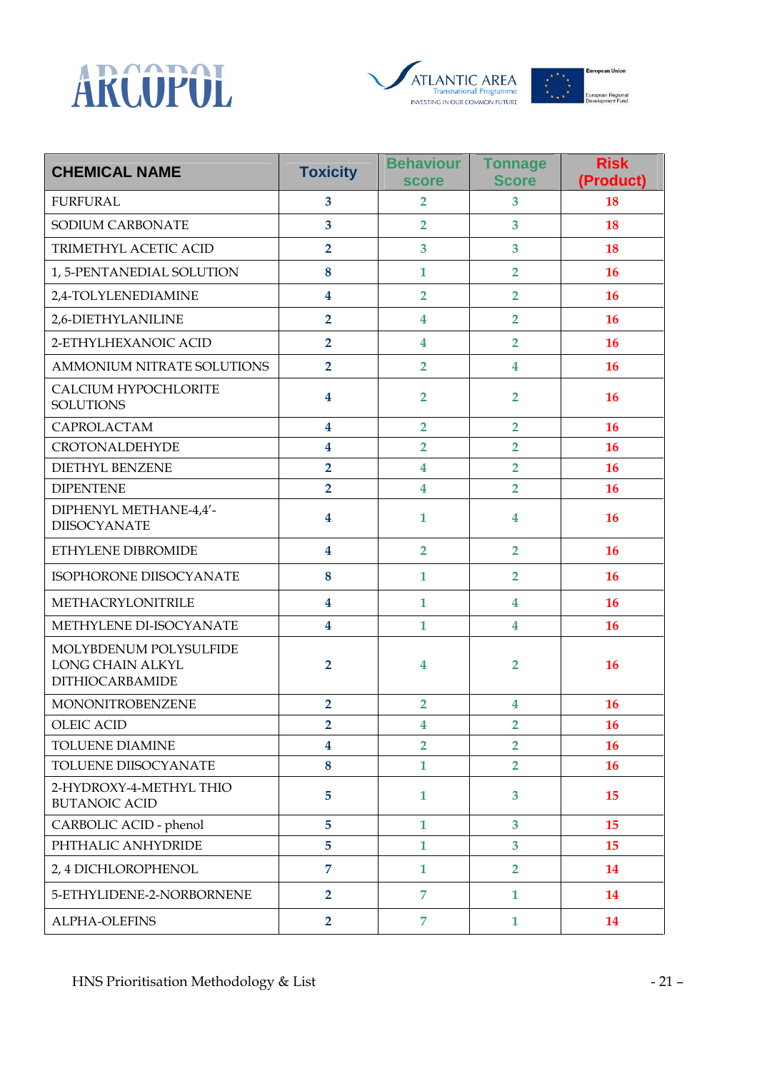| CHEMICAL NAME | Toxicity | Behaviour score | Tonnage Score | Risk (Product) |
|---|---|---|---|---|
| FURFURAL | 3 | 2 | 3 | 18 |
| SODIUM CARBONATE | 3 | 2 | 3 | 18 |
| TRIMETHYL ACETIC ACID | 2 | 3 | 3 | 18 |
| 1, 5-PENTANEDIAL SOLUTION | 8 | 1 | 2 | 16 |
| 2,4-TOLYLENEDIAMINE | 4 | 2 | 2 | 16 |
| 2,6-DIETHYLANILINE | 2 | 4 | 2 | 16 |
| 2-ETHYLHEXANOIC ACID | 2 | 4 | 2 | 16 |
| AMMONIUM NITRATE SOLUTIONS | 2 | 2 | 4 | 16 |
| CALCIUM HYPOCHLORITE SOLUTIONS | 4 | 2 | 2 | 16 |
| CAPROLACTAM | 4 | 2 | 2 | 16 |
| CROTONALDEHYDE | 4 | 2 | 2 | 16 |
| DIETHYL BENZENE | 2 | 4 | 2 | 16 |
| DIPENTENE | 2 | 4 | 2 | 16 |
| DIPHENYL METHANE-4,4'-DIISOCYANATE | 4 | 1 | 4 | 16 |
| ETHYLENE DIBROMIDE | 4 | 2 | 2 | 16 |
| ISOPHORONE DIISOCYANATE | 8 | 1 | 2 | 16 |
| METHACRYLONITRILE | 4 | 1 | 4 | 16 |
| METHYLENE DI-ISOCYANATE | 4 | 1 | 4 | 16 |
| MOLYBDENUM POLYSULFIDE LONG CHAIN ALKYL DITHIOCARBAMIDE | 2 | 4 | 2 | 16 |
| MONONITROBENZENE | 2 | 2 | 4 | 16 |
| OLEIC ACID | 2 | 4 | 2 | 16 |
| TOLUENE DIAMINE | 4 | 2 | 2 | 16 |
| TOLUENE DIISOCYANATE | 8 | 1 | 2 | 16 |
| 2-HYDROXY-4-METHYL THIO BUTANOIC ACID | 5 | 1 | 3 | 15 |
| CARBOLIC ACID - phenol | 5 | 1 | 3 | 15 |
| PHTHALIC ANHYDRIDE | 5 | 1 | 3 | 15 |
| 2, 4 DICHLOROPHENOL | 7 | 1 | 2 | 14 |
| 5-ETHYLIDENE-2-NORBORNENE | 2 | 7 | 1 | 14 |
| ALPHA-OLEFINS | 2 | 7 | 1 | 14 |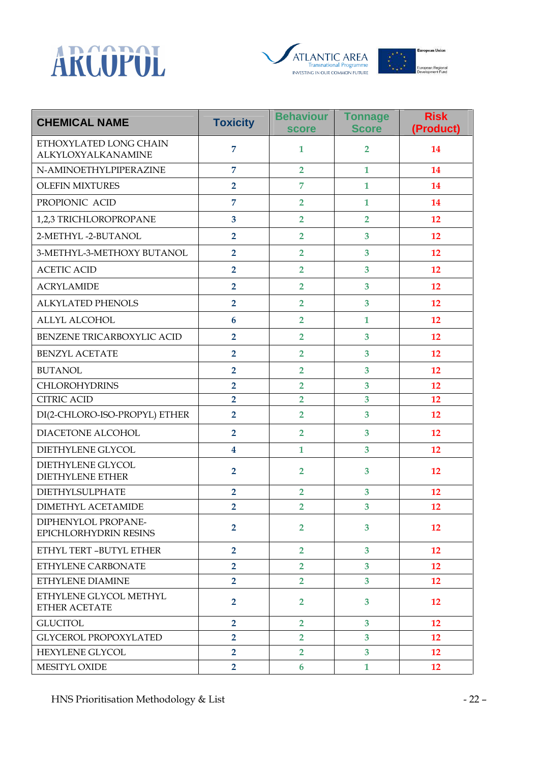| CHEMICAL NAME | Toxicity | Behaviour score | Tonnage Score | Risk (Product) |
|---|---|---|---|---|
| ETHOXYLATED LONG CHAIN ALKYLOXYALKANAMINE | 7 | 1 | 2 | 14 |
| N-AMINOETHYLPIPERAZINE | 7 | 2 | 1 | 14 |
| OLEFIN MIXTURES | 2 | 7 | 1 | 14 |
| PROPIONIC ACID | 7 | 2 | 1 | 14 |
| 1,2,3 TRICHLOROPROPANE | 3 | 2 | 2 | 12 |
| 2-METHYL -2-BUTANOL | 2 | 2 | 3 | 12 |
| 3-METHYL-3-METHOXY BUTANOL | 2 | 2 | 3 | 12 |
| ACETIC ACID | 2 | 2 | 3 | 12 |
| ACRYLAMIDE | 2 | 2 | 3 | 12 |
| ALKYLATED PHENOLS | 2 | 2 | 3 | 12 |
| ALLYL ALCOHOL | 6 | 2 | 1 | 12 |
| BENZENE TRICARBOXYLIC ACID | 2 | 2 | 3 | 12 |
| BENZYL ACETATE | 2 | 2 | 3 | 12 |
| BUTANOL | 2 | 2 | 3 | 12 |
| CHLOROHYDRINS | 2 | 2 | 3 | 12 |
| CITRIC ACID | 2 | 2 | 3 | 12 |
| DI(2-CHLORO-ISO-PROPYL) ETHER | 2 | 2 | 3 | 12 |
| DIACETONE ALCOHOL | 2 | 2 | 3 | 12 |
| DIETHYLENE GLYCOL | 4 | 1 | 3 | 12 |
| DIETHYLENE GLYCOL DIETHYLENE ETHER | 2 | 2 | 3 | 12 |
| DIETHYLSULPHATE | 2 | 2 | 3 | 12 |
| DIMETHYL ACETAMIDE | 2 | 2 | 3 | 12 |
| DIPHENYLOL PROPANE-EPICHLORHYDRIN RESINS | 2 | 2 | 3 | 12 |
| ETHYL TERT –BUTYL ETHER | 2 | 2 | 3 | 12 |
| ETHYLENE CARBONATE | 2 | 2 | 3 | 12 |
| ETHYLENE DIAMINE | 2 | 2 | 3 | 12 |
| ETHYLENE GLYCOL METHYL ETHER ACETATE | 2 | 2 | 3 | 12 |
| GLUCITOL | 2 | 2 | 3 | 12 |
| GLYCEROL PROPOXYLATED | 2 | 2 | 3 | 12 |
| HEXYLENE GLYCOL | 2 | 2 | 3 | 12 |
| MESITYL OXIDE | 2 | 6 | 1 | 12 |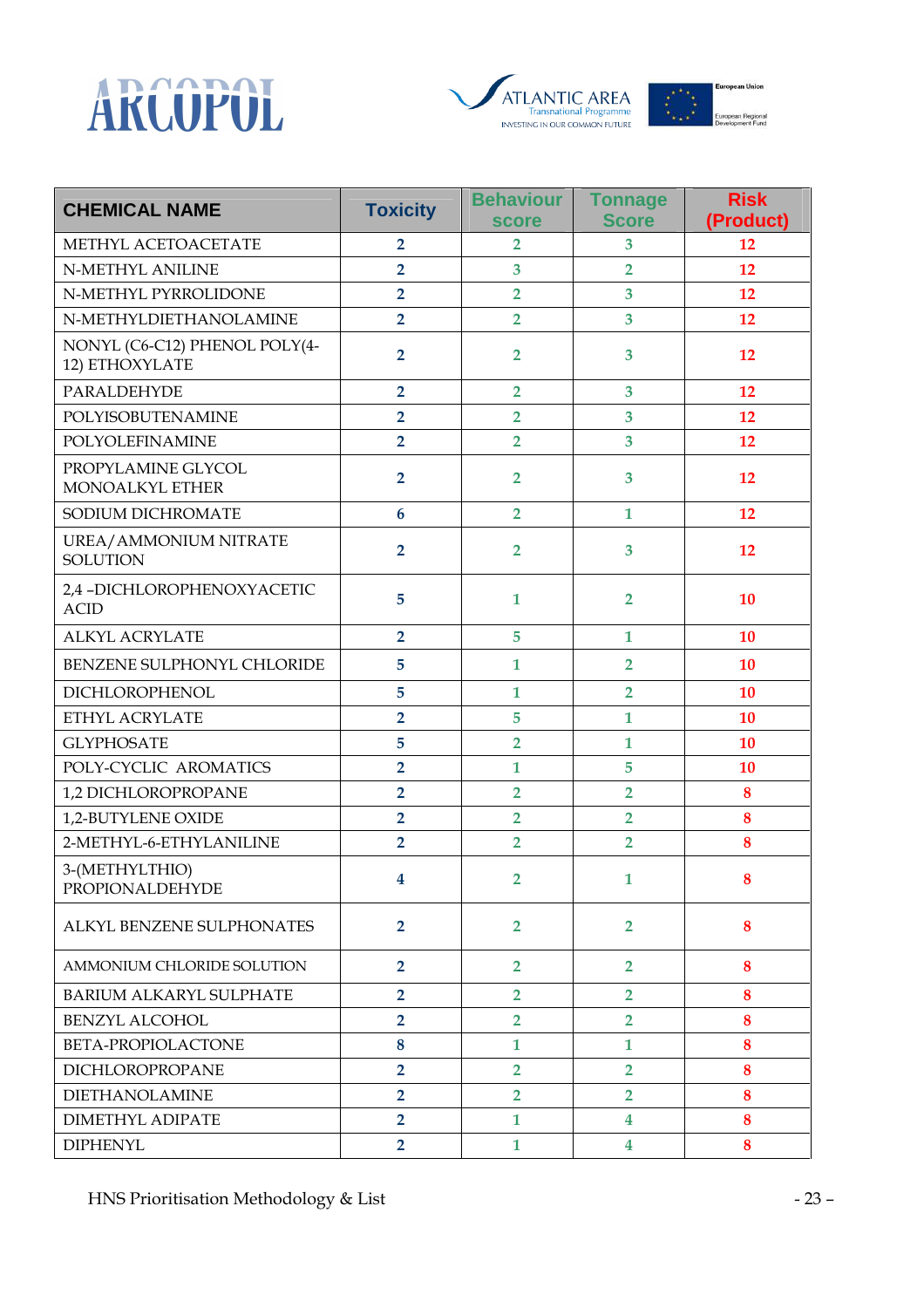| CHEMICAL NAME | Toxicity | Behaviour score | Tonnage Score | Risk (Product) |
|---|---|---|---|---|
| METHYL ACETOACETATE | 2 | 2 | 3 | 12 |
| N-METHYL ANILINE | 2 | 3 | 2 | 12 |
| N-METHYL PYRROLIDONE | 2 | 2 | 3 | 12 |
| N-METHYLDIETHANOLAMINE | 2 | 2 | 3 | 12 |
| NONYL (C6-C12) PHENOL POLY(4-12) ETHOXYLATE | 2 | 2 | 3 | 12 |
| PARALDEHYDE | 2 | 2 | 3 | 12 |
| POLYISOBUTENAMINE | 2 | 2 | 3 | 12 |
| POLYOLEFINAMINE | 2 | 2 | 3 | 12 |
| PROPYLAMINE GLYCOL MONOALKYL ETHER | 2 | 2 | 3 | 12 |
| SODIUM DICHROMATE | 6 | 2 | 1 | 12 |
| UREA/AMMONIUM NITRATE SOLUTION | 2 | 2 | 3 | 12 |
| 2,4 -DICHLOROPHENOXYACETIC ACID | 5 | 1 | 2 | 10 |
| ALKYL ACRYLATE | 2 | 5 | 1 | 10 |
| BENZENE SULPHONYL CHLORIDE | 5 | 1 | 2 | 10 |
| DICHLOROPHENOL | 5 | 1 | 2 | 10 |
| ETHYL ACRYLATE | 2 | 5 | 1 | 10 |
| GLYPHOSATE | 5 | 2 | 1 | 10 |
| POLY-CYCLIC AROMATICS | 2 | 1 | 5 | 10 |
| 1,2 DICHLOROPROPANE | 2 | 2 | 2 | 8 |
| 1,2-BUTYLENE OXIDE | 2 | 2 | 2 | 8 |
| 2-METHYL-6-ETHYLANILINE | 2 | 2 | 2 | 8 |
| 3-(METHYLTHIO) PROPIONALDEHYDE | 4 | 2 | 1 | 8 |
| ALKYL BENZENE SULPHONATES | 2 | 2 | 2 | 8 |
| AMMONIUM CHLORIDE SOLUTION | 2 | 2 | 2 | 8 |
| BARIUM ALKARYL SULPHATE | 2 | 2 | 2 | 8 |
| BENZYL ALCOHOL | 2 | 2 | 2 | 8 |
| BETA-PROPIOLACTONE | 8 | 1 | 1 | 8 |
| DICHLOROPROPANE | 2 | 2 | 2 | 8 |
| DIETHANOLAMINE | 2 | 2 | 2 | 8 |
| DIMETHYL ADIPATE | 2 | 1 | 4 | 8 |
| DIPHENYL | 2 | 1 | 4 | 8 |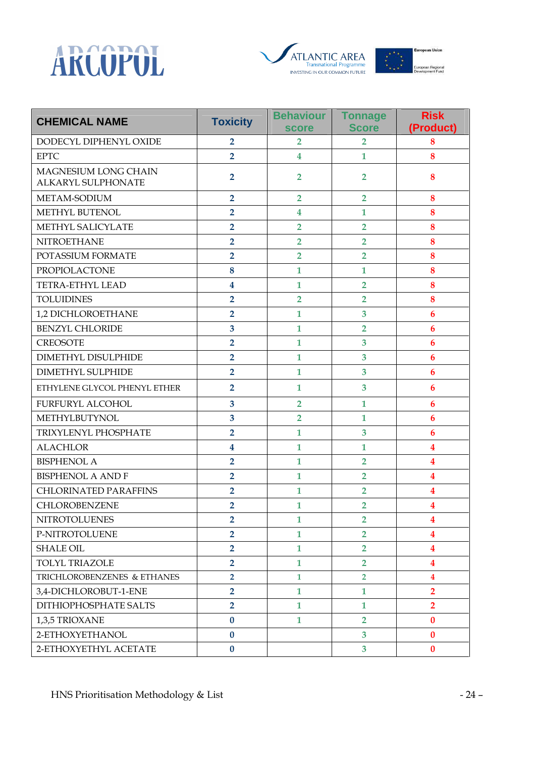| CHEMICAL NAME | Toxicity | Behaviour score | Tonnage Score | Risk (Product) |
|---|---|---|---|---|
| DODECYL DIPHENYL OXIDE | 2 | 2 | 2 | 8 |
| EPTC | 2 | 4 | 1 | 8 |
| MAGNESIUM LONG CHAIN ALKARYL SULPHONATE | 2 | 2 | 2 | 8 |
| METAM-SODIUM | 2 | 2 | 2 | 8 |
| METHYL BUTENOL | 2 | 4 | 1 | 8 |
| METHYL SALICYLATE | 2 | 2 | 2 | 8 |
| NITROETHANE | 2 | 2 | 2 | 8 |
| POTASSIUM FORMATE | 2 | 2 | 2 | 8 |
| PROPIOLACTONE | 8 | 1 | 1 | 8 |
| TETRA-ETHYL LEAD | 4 | 1 | 2 | 8 |
| TOLUIDINES | 2 | 2 | 2 | 8 |
| 1,2 DICHLOROETHANE | 2 | 1 | 3 | 6 |
| BENZYL CHLORIDE | 3 | 1 | 2 | 6 |
| CREOSOTE | 2 | 1 | 3 | 6 |
| DIMETHYL DISULPHIDE | 2 | 1 | 3 | 6 |
| DIMETHYL SULPHIDE | 2 | 1 | 3 | 6 |
| ETHYLENE GLYCOL PHENYL ETHER | 2 | 1 | 3 | 6 |
| FURFURYL ALCOHOL | 3 | 2 | 1 | 6 |
| METHYLBUTYNOL | 3 | 2 | 1 | 6 |
| TRIXYLENYL PHOSPHATE | 2 | 1 | 3 | 6 |
| ALACHLOR | 4 | 1 | 1 | 4 |
| BISPHENOL A | 2 | 1 | 2 | 4 |
| BISPHENOL A AND F | 2 | 1 | 2 | 4 |
| CHLORINATED PARAFFINS | 2 | 1 | 2 | 4 |
| CHLOROBENZENE | 2 | 1 | 2 | 4 |
| NITROTOLUENES | 2 | 1 | 2 | 4 |
| P-NITROTOLUENE | 2 | 1 | 2 | 4 |
| SHALE OIL | 2 | 1 | 2 | 4 |
| TOLYL TRIAZOLE | 2 | 1 | 2 | 4 |
| TRICHLOROBENZENES & ETHANES | 2 | 1 | 2 | 4 |
| 3,4-DICHLOROBUT-1-ENE | 2 | 1 | 1 | 2 |
| DITHIOPHOSPHATE SALTS | 2 | 1 | 1 | 2 |
| 1,3,5 TRIOXANE | 0 | 1 | 2 | 0 |
| 2-ETHOXYETHANOL | 0 | | 3 | 0 |
| 2-ETHOXYETHYL ACETATE | 0 | | 3 | 0 |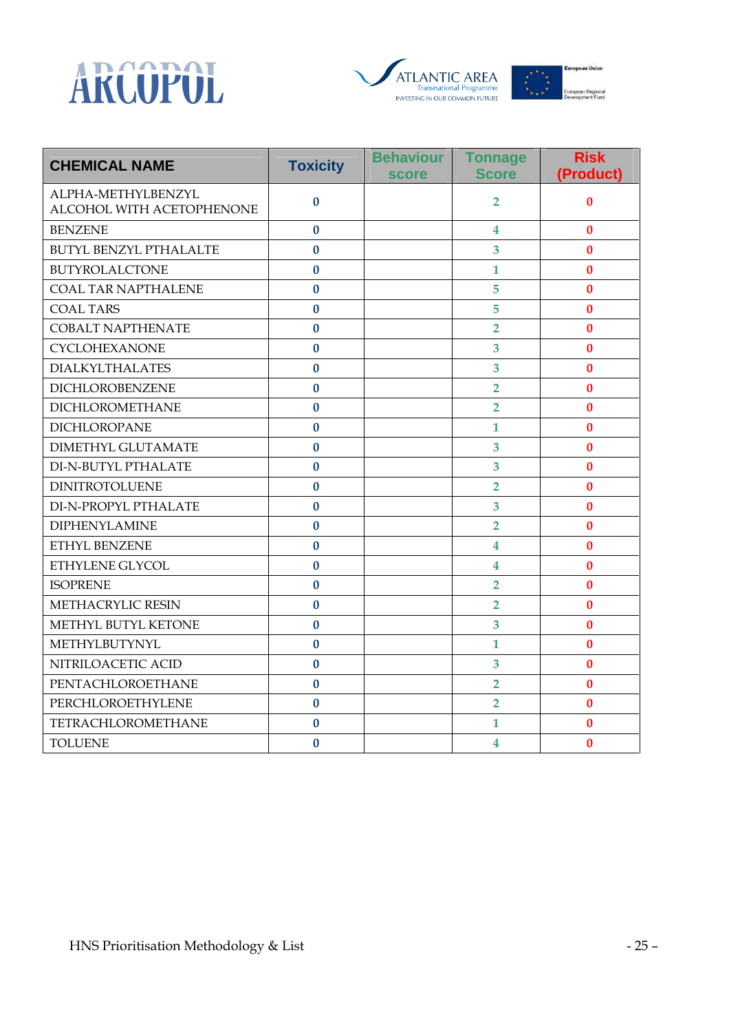| CHEMICAL NAME | Toxicity | Behaviour score | Tonnage Score | Risk (Product) |
|---|---|---|---|---|
| ALPHA-METHYLBENZYL ALCOHOL WITH ACETOPHENONE | 0 | | 2 | 0 |
| BENZENE | 0 | | 4 | 0 |
| BUTYL BENZYL PTHALALTE | 0 | | 3 | 0 |
| BUTYROLALCTONE | 0 | | 1 | 0 |
| COAL TAR NAPTHALENE | 0 | | 5 | 0 |
| COAL TARS | 0 | | 5 | 0 |
| COBALT NAPTHENATE | 0 | | 2 | 0 |
| CYCLOHEXANONE | 0 | | 3 | 0 |
| DIALKYLTHALATES | 0 | | 3 | 0 |
| DICHLOROBENZENE | 0 | | 2 | 0 |
| DICHLOROMETHANE | 0 | | 2 | 0 |
| DICHLOROPANE | 0 | | 1 | 0 |
| DIMETHYL GLUTAMATE | 0 | | 3 | 0 |
| DI-N-BUTYL PTHALATE | 0 | | 3 | 0 |
| DINITROTOLUENE | 0 | | 2 | 0 |
| DI-N-PROPYL PTHALATE | 0 | | 3 | 0 |
| DIPHENYLAMINE | 0 | | 2 | 0 |
| ETHYL BENZENE | 0 | | 4 | 0 |
| ETHYLENE GLYCOL | 0 | | 4 | 0 |
| ISOPRENE | 0 | | 2 | 0 |
| METHACRYLIC RESIN | 0 | | 2 | 0 |
| METHYL BUTYL KETONE | 0 | | 3 | 0 |
| METHYLBUTYNYL | 0 | | 1 | 0 |
| NITRILOACETIC ACID | 0 | | 3 | 0 |
| PENTACHLOROETHANE | 0 | | 2 | 0 |
| PERCHLOROETHYLENE | 0 | | 2 | 0 |
| TETRACHLOROMETHANE | 0 | | 1 | 0 |
| TOLUENE | 0 | | 4 | 0 |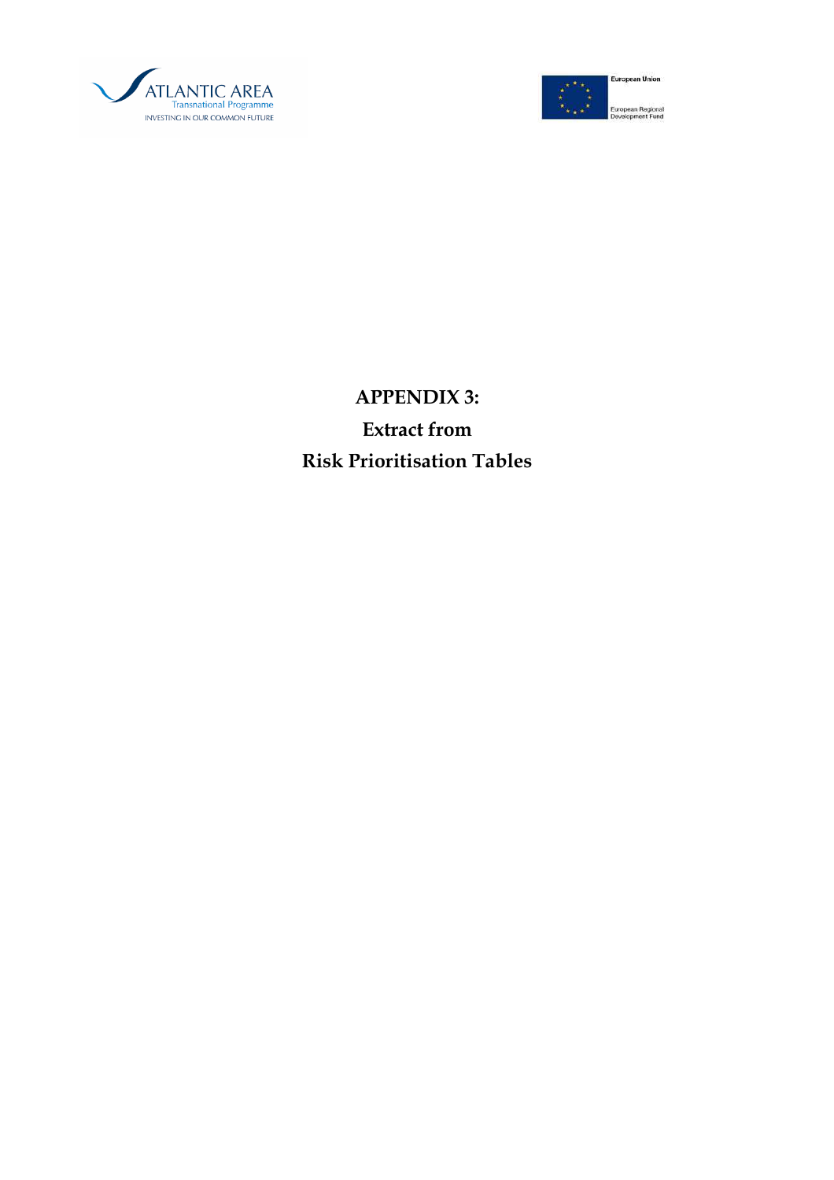# APPENDIX 3:
# Extract from
# Risk Prioritisation Tables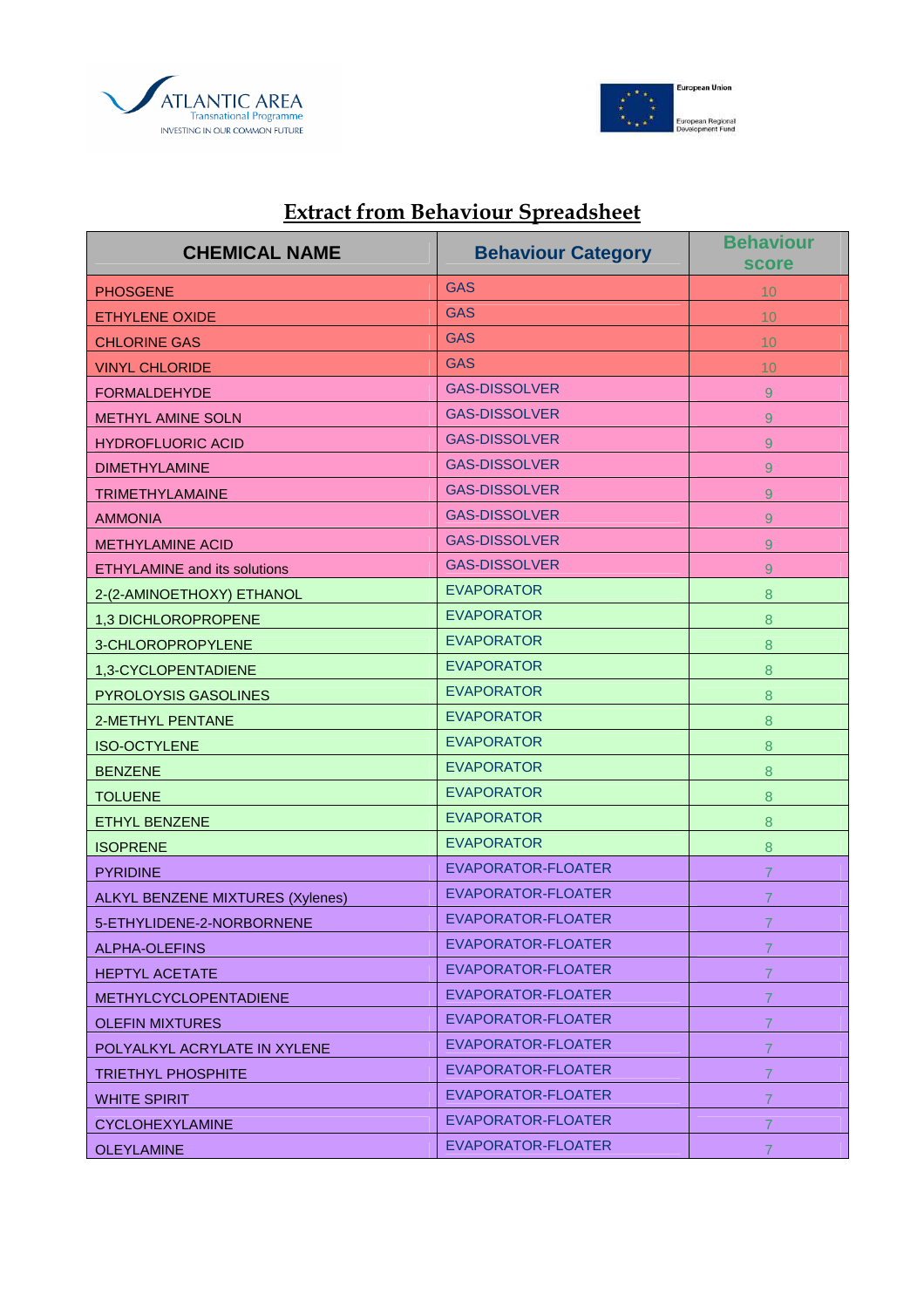## Extract from Behaviour Spreadsheet

| CHEMICAL NAME | Behaviour Category | Behaviour score |
|---|---|---|
| PHOSGENE | GAS | 10 |
| ETHYLENE OXIDE | GAS | 10 |
| CHLORINE GAS | GAS | 10 |
| VINYL CHLORIDE | GAS | 10 |
| FORMALDEHYDE | GAS-DISSOLVER | 9 |
| METHYL AMINE SOLN | GAS-DISSOLVER | 9 |
| HYDROFLUORIC ACID | GAS-DISSOLVER | 9 |
| DIMETHYLAMINE | GAS-DISSOLVER | 9 |
| TRIMETHYLAMAINE | GAS-DISSOLVER | 9 |
| AMMONIA | GAS-DISSOLVER | 9 |
| METHYLAMINE ACID | GAS-DISSOLVER | 9 |
| ETHYLAMINE and its solutions | GAS-DISSOLVER | 9 |
| 2-(2-AMINOETHOXY) ETHANOL | EVAPORATOR | 8 |
| 1,3 DICHLOROPROPENE | EVAPORATOR | 8 |
| 3-CHLOROPROPYLENE | EVAPORATOR | 8 |
| 1,3-CYCLOPENTADIENE | EVAPORATOR | 8 |
| PYROLOYSIS GASOLINES | EVAPORATOR | 8 |
| 2-METHYL PENTANE | EVAPORATOR | 8 |
| ISO-OCTYLENE | EVAPORATOR | 8 |
| BENZENE | EVAPORATOR | 8 |
| TOLUENE | EVAPORATOR | 8 |
| ETHYL BENZENE | EVAPORATOR | 8 |
| ISOPRENE | EVAPORATOR | 8 |
| PYRIDINE | EVAPORATOR-FLOATER | 7 |
| ALKYL BENZENE MIXTURES (Xylenes) | EVAPORATOR-FLOATER | 7 |
| 5-ETHYLIDENE-2-NORBORNENE | EVAPORATOR-FLOATER | 7 |
| ALPHA-OLEFINS | EVAPORATOR-FLOATER | 7 |
| HEPTYL ACETATE | EVAPORATOR-FLOATER | 7 |
| METHYLCYCLOPENTADIENE | EVAPORATOR-FLOATER | 7 |
| OLEFIN MIXTURES | EVAPORATOR-FLOATER | 7 |
| POLYALKYL ACRYLATE IN XYLENE | EVAPORATOR-FLOATER | 7 |
| TRIETHYL PHOSPHITE | EVAPORATOR-FLOATER | 7 |
| WHITE SPIRIT | EVAPORATOR-FLOATER | 7 |
| CYCLOHEXYLAMINE | EVAPORATOR-FLOATER | 7 |
| OLEYLAMINE | EVAPORATOR-FLOATER | 7 |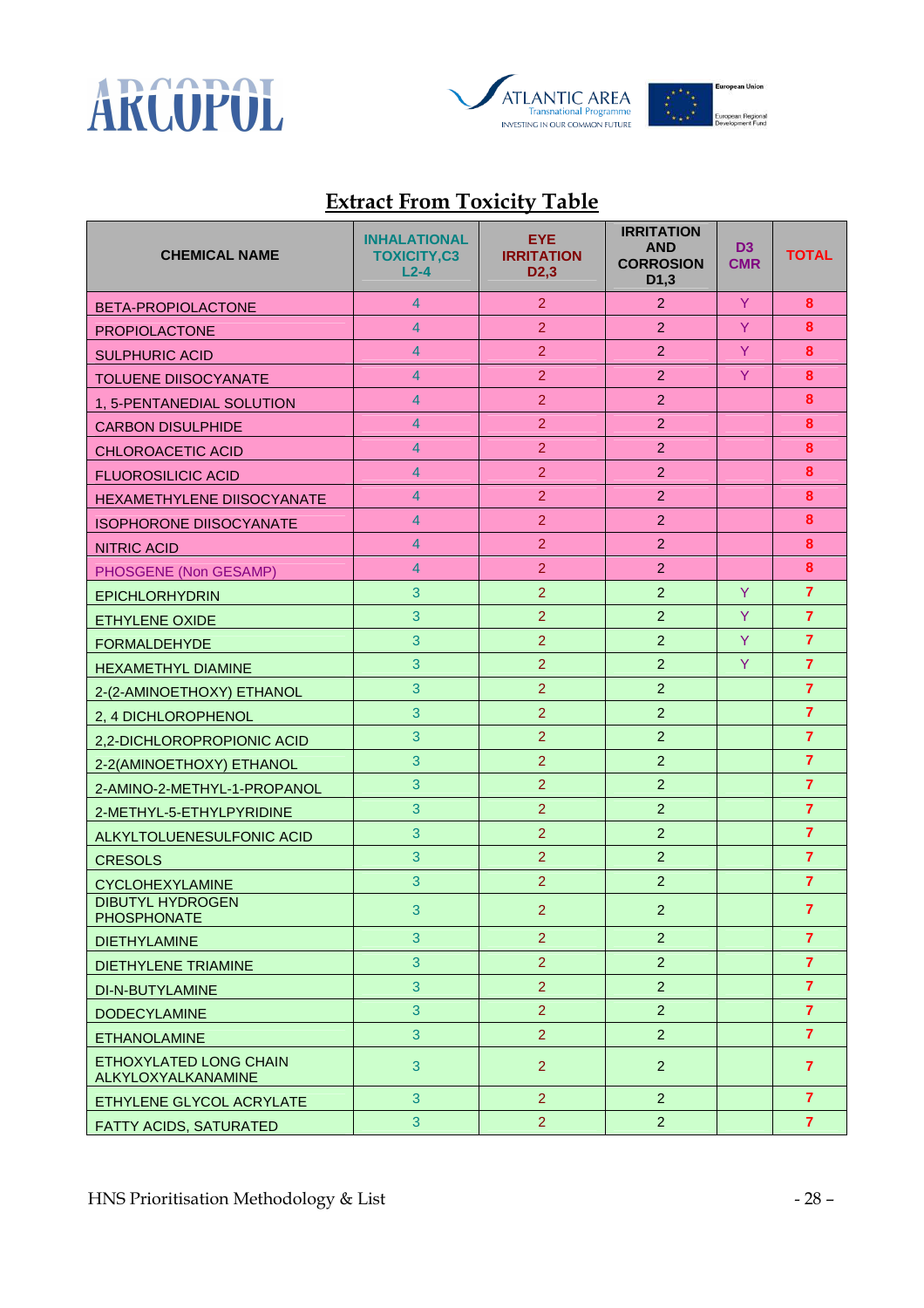## Extract From Toxicity Table

| CHEMICAL NAME | INHALATIONAL TOXICITY,C3 L2-4 | EYE IRRITATION D2,3 | IRRITATION AND CORROSION D1,3 | D3 CMR | TOTAL |
|---|---|---|---|---|---|
| BETA-PROPIOLACTONE | 4 | 2 | 2 | Y | 8 |
| PROPIOLACTONE | 4 | 2 | 2 | Y | 8 |
| SULPHURIC ACID | 4 | 2 | 2 | Y | 8 |
| TOLUENE DIISOCYANATE | 4 | 2 | 2 | Y | 8 |
| 1, 5-PENTANEDIAL SOLUTION | 4 | 2 | 2 | | 8 |
| CARBON DISULPHIDE | 4 | 2 | 2 | | 8 |
| CHLOROACETIC ACID | 4 | 2 | 2 | | 8 |
| FLUOROSILICIC ACID | 4 | 2 | 2 | | 8 |
| HEXAMETHYLENE DIISOCYANATE | 4 | 2 | 2 | | 8 |
| ISOPHORONE DIISOCYANATE | 4 | 2 | 2 | | 8 |
| NITRIC ACID | 4 | 2 | 2 | | 8 |
| PHOSGENE (Non GESAMP) | 4 | 2 | 2 | | 8 |
| EPICHLORHYDRIN | 3 | 2 | 2 | Y | 7 |
| ETHYLENE OXIDE | 3 | 2 | 2 | Y | 7 |
| FORMALDEHYDE | 3 | 2 | 2 | Y | 7 |
| HEXAMETHYL DIAMINE | 3 | 2 | 2 | Y | 7 |
| 2-(2-AMINOETHOXY) ETHANOL | 3 | 2 | 2 | | 7 |
| 2, 4 DICHLOROPHENOL | 3 | 2 | 2 | | 7 |
| 2,2-DICHLOROPROPIONIC ACID | 3 | 2 | 2 | | 7 |
| 2-2(AMINOETHOXY) ETHANOL | 3 | 2 | 2 | | 7 |
| 2-AMINO-2-METHYL-1-PROPANOL | 3 | 2 | 2 | | 7 |
| 2-METHYL-5-ETHYLPYRIDINE | 3 | 2 | 2 | | 7 |
| ALKYLTOLUENESULFONIC ACID | 3 | 2 | 2 | | 7 |
| CRESOLS | 3 | 2 | 2 | | 7 |
| CYCLOHEXYLAMINE | 3 | 2 | 2 | | 7 |
| DIBUTYL HYDROGEN PHOSPHONATE | 3 | 2 | 2 | | 7 |
| DIETHYLAMINE | 3 | 2 | 2 | | 7 |
| DIETHYLENE TRIAMINE | 3 | 2 | 2 | | 7 |
| DI-N-BUTYLAMINE | 3 | 2 | 2 | | 7 |
| DODECYLAMINE | 3 | 2 | 2 | | 7 |
| ETHANOLAMINE | 3 | 2 | 2 | | 7 |
| ETHOXYLATED LONG CHAIN ALKYLOXYALKANAMINE | 3 | 2 | 2 | | 7 |
| ETHYLENE GLYCOL ACRYLATE | 3 | 2 | 2 | | 7 |
| FATTY ACIDS, SATURATED | 3 | 2 | 2 | | 7 |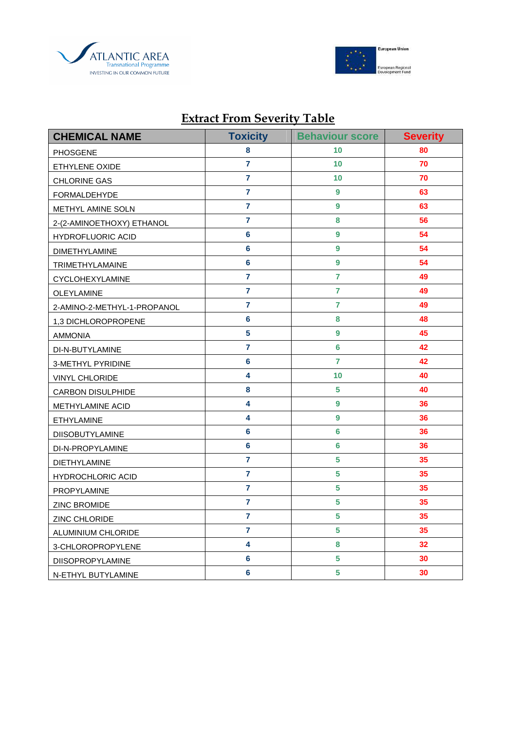## Extract From Severity Table

| CHEMICAL NAME | Toxicity | Behaviour score | Severity |
|---|---|---|---|
| PHOSGENE | 8 | 10 | 80 |
| ETHYLENE OXIDE | 7 | 10 | 70 |
| CHLORINE GAS | 7 | 10 | 70 |
| FORMALDEHYDE | 7 | 9 | 63 |
| METHYL AMINE SOLN | 7 | 9 | 63 |
| 2-(2-AMINOETHOXY) ETHANOL | 7 | 8 | 56 |
| HYDROFLUORIC ACID | 6 | 9 | 54 |
| DIMETHYLAMINE | 6 | 9 | 54 |
| TRIMETHYLAMAINE | 6 | 9 | 54 |
| CYCLOHEXYLAMINE | 7 | 7 | 49 |
| OLEYLAMINE | 7 | 7 | 49 |
| 2-AMINO-2-METHYL-1-PROPANOL | 7 | 7 | 49 |
| 1,3 DICHLOROPROPENE | 6 | 8 | 48 |
| AMMONIA | 5 | 9 | 45 |
| DI-N-BUTYLAMINE | 7 | 6 | 42 |
| 3-METHYL PYRIDINE | 6 | 7 | 42 |
| VINYL CHLORIDE | 4 | 10 | 40 |
| CARBON DISULPHIDE | 8 | 5 | 40 |
| METHYLAMINE ACID | 4 | 9 | 36 |
| ETHYLAMINE | 4 | 9 | 36 |
| DIISOBUTYLAMINE | 6 | 6 | 36 |
| DI-N-PROPYLAMINE | 6 | 6 | 36 |
| DIETHYLAMINE | 7 | 5 | 35 |
| HYDROCHLORIC ACID | 7 | 5 | 35 |
| PROPYLAMINE | 7 | 5 | 35 |
| ZINC BROMIDE | 7 | 5 | 35 |
| ZINC CHLORIDE | 7 | 5 | 35 |
| ALUMINIUM CHLORIDE | 7 | 5 | 35 |
| 3-CHLOROPROPYLENE | 4 | 8 | 32 |
| DIISOPROPYLAMINE | 6 | 5 | 30 |
| N-ETHYL BUTYLAMINE | 6 | 5 | 30 |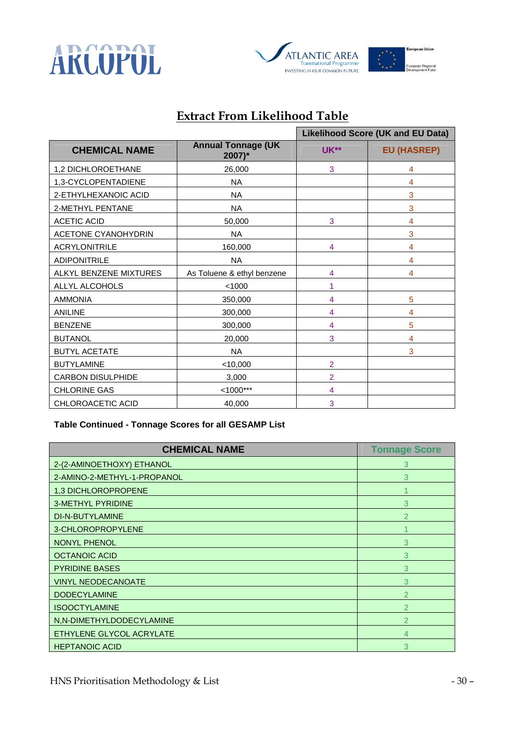## Extract From Likelihood Table

| CHEMICAL NAME | Annual Tonnage (UK 2007)* | Likelihood Score (UK and EU Data) | |
|---|---|---|---|
| | | UK** | EU (HASREP) |
| 1,2 DICHLOROETHANE | 26,000 | 3 | 4 |
| 1,3-CYCLOPENTADIENE | NA | | 4 |
| 2-ETHYLHEXANOIC ACID | NA | | 3 |
| 2-METHYL PENTANE | NA | | 3 |
| ACETIC ACID | 50,000 | 3 | 4 |
| ACETONE CYANOHYDRIN | NA | | 3 |
| ACRYLONITRILE | 160,000 | 4 | 4 |
| ADIPONITRILE | NA | | 4 |
| ALKYL BENZENE MIXTURES | As Toluene & ethyl benzene | 4 | 4 |
| ALLYL ALCOHOLS | <1000 | 1 | |
| AMMONIA | 350,000 | 4 | 5 |
| ANILINE | 300,000 | 4 | 4 |
| BENZENE | 300,000 | 4 | 5 |
| BUTANOL | 20,000 | 3 | 4 |
| BUTYL ACETATE | NA | | 3 |
| BUTYLAMINE | <10,000 | 2 | |
| CARBON DISULPHIDE | 3,000 | 2 | |
| CHLORINE GAS | <1000*** | 4 | |
| CHLOROACETIC ACID | 40,000 | 3 | |

**Table Continued - Tonnage Scores for all GESAMP List**

| CHEMICAL NAME | Tonnage Score |
|---|---|
| 2-(2-AMINOETHOXY) ETHANOL | 3 |
| 2-AMINO-2-METHYL-1-PROPANOL | 3 |
| 1,3 DICHLOROPROPENE | 1 |
| 3-METHYL PYRIDINE | 3 |
| DI-N-BUTYLAMINE | 2 |
| 3-CHLOROPROPYLENE | 1 |
| NONYL PHENOL | 3 |
| OCTANOIC ACID | 3 |
| PYRIDINE BASES | 3 |
| VINYL NEODECANOATE | 3 |
| DODECYLAMINE | 2 |
| ISOOCTYLAMINE | 2 |
| N,N-DIMETHYLDODECYLAMINE | 2 |
| ETHYLENE GLYCOL ACRYLATE | 4 |
| HEPTANOIC ACID | 3 |